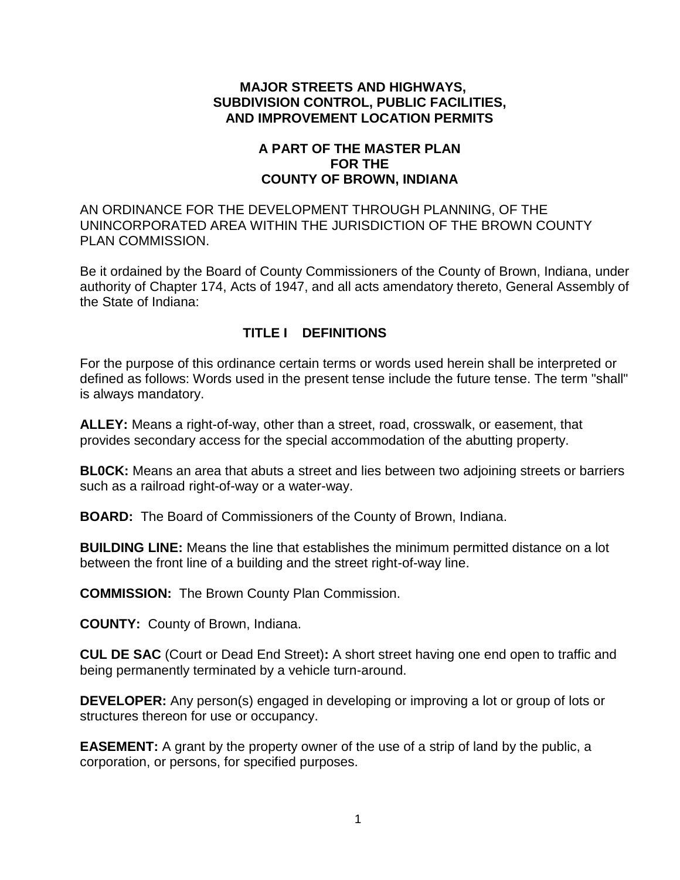# MAJOR STREETS AND HIGHWAYS, SUBDIVISION CONTROL, PUBLIC FACILITIES, AND IMPROVEMENT LOCATION PERMITS

## A PART OF THE MASTER PLAN FOR THE COUNTY OF BROWN, INDIANA

AN ORDINANCE FOR THE DEVELOPMENT THROUGH PLANNING, OF THE UNINCORPORATED AREA WITHIN THE JURISDICTION OF THE BROWN COUNTY PLAN COMMISSION.

Be it ordained by the Board of County Commissioners of the County of Brown, Indiana, under authority of Chapter 174, Acts of 1947, and all acts amendatory thereto, General Assembly of the State of Indiana:

## TITLE I DEFINITIONS

For the purpose of this ordinance certain terms or words used herein shall be interpreted or defined as follows: Words used in the present tense include the future tense. The term "shall" is always mandatory.

**ALLEY:** Means a right-of-way, other than a street, road, crosswalk, or easement, that provides secondary access for the special accommodation of the abutting property.

**BL0CK:** Means an area that abuts a street and lies between two adjoining streets or barriers such as a railroad right-of-way or a water-way.

**BOARD:** The Board of Commissioners of the County of Brown, Indiana.

**BUILDING LINE:** Means the line that establishes the minimum permitted distance on a lot between the front line of a building and the street right-of-way line.

**COMMISSION:** The Brown County Plan Commission.

**COUNTY:** County of Brown, Indiana.

**CUL DE SAC** (Court or Dead End Street)**:** A short street having one end open to traffic and being permanently terminated by a vehicle turn-around.

**DEVELOPER:** Any person(s) engaged in developing or improving a lot or group of lots or structures thereon for use or occupancy.

**EASEMENT:** A grant by the property owner of the use of a strip of land by the public, a corporation, or persons, for specified purposes.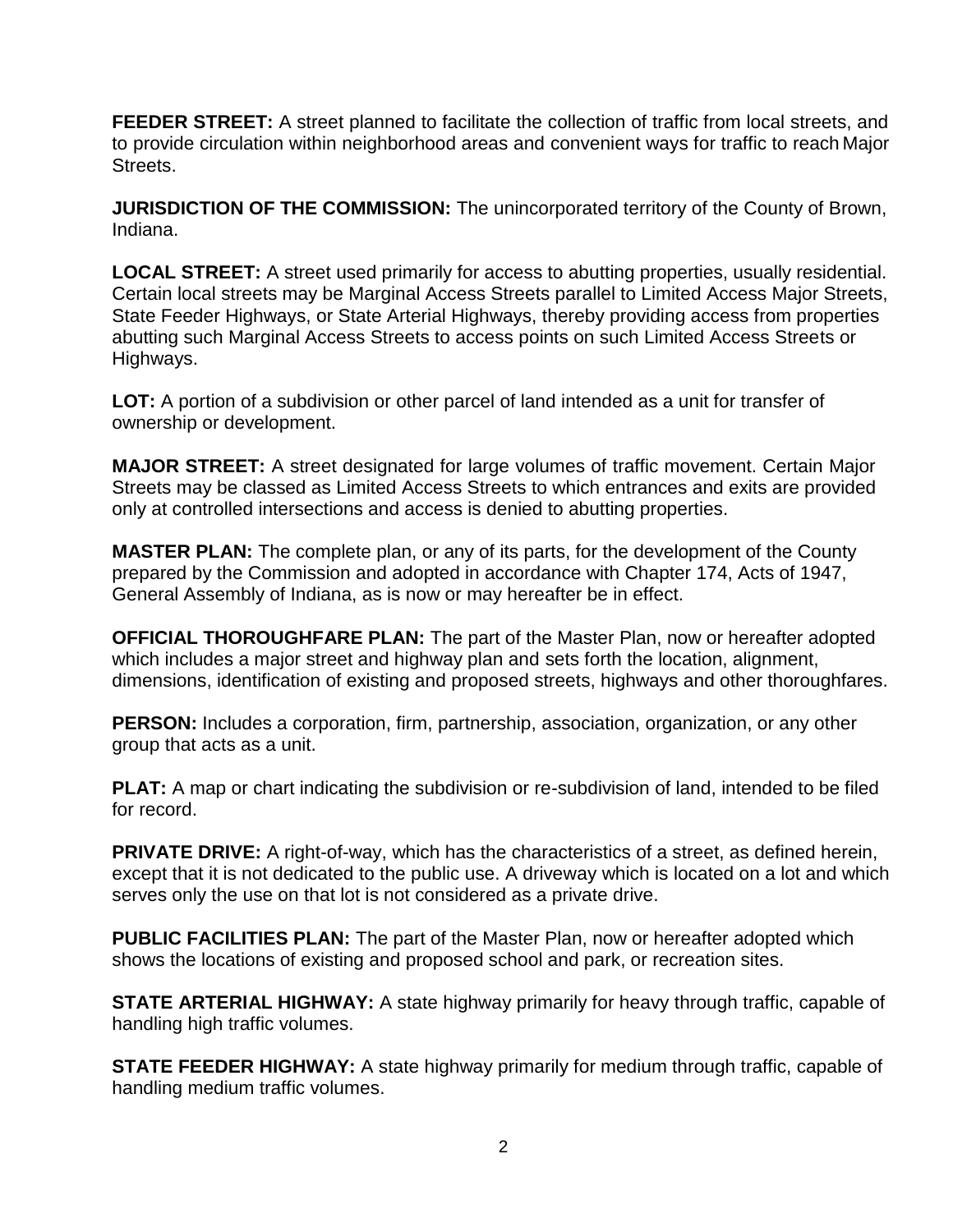**FEEDER STREET:** A street planned to facilitate the collection of traffic from local streets, and to provide circulation within neighborhood areas and convenient ways for traffic to reach Major Streets.

**JURISDICTION OF THE COMMISSION:** The unincorporated territory of the County of Brown, Indiana.

**LOCAL STREET:** A street used primarily for access to abutting properties, usually residential. Certain local streets may be Marginal Access Streets parallel to Limited Access Major Streets, State Feeder Highways, or State Arterial Highways, thereby providing access from properties abutting such Marginal Access Streets to access points on such Limited Access Streets or Highways.

**LOT:** A portion of a subdivision or other parcel of land intended as a unit for transfer of ownership or development.

**MAJOR STREET:** A street designated for large volumes of traffic movement. Certain Major Streets may be classed as Limited Access Streets to which entrances and exits are provided only at controlled intersections and access is denied to abutting properties.

**MASTER PLAN:** The complete plan, or any of its parts, for the development of the County prepared by the Commission and adopted in accordance with Chapter 174, Acts of 1947, General Assembly of Indiana, as is now or may hereafter be in effect.

**OFFICIAL THOROUGHFARE PLAN:** The part of the Master Plan, now or hereafter adopted which includes a major street and highway plan and sets forth the location, alignment, dimensions, identification of existing and proposed streets, highways and other thoroughfares.

**PERSON:** Includes a corporation, firm, partnership, association, organization, or any other group that acts as a unit.

**PLAT:** A map or chart indicating the subdivision or re-subdivision of land, intended to be filed for record.

**PRIVATE DRIVE:** A right-of-way, which has the characteristics of a street, as defined herein, except that it is not dedicated to the public use. A driveway which is located on a lot and which serves only the use on that lot is not considered as a private drive.

**PUBLIC FACILITIES PLAN:** The part of the Master Plan, now or hereafter adopted which shows the locations of existing and proposed school and park, or recreation sites.

**STATE ARTERIAL HIGHWAY:** A state highway primarily for heavy through traffic, capable of handling high traffic volumes.

**STATE FEEDER HIGHWAY:** A state highway primarily for medium through traffic, capable of handling medium traffic volumes.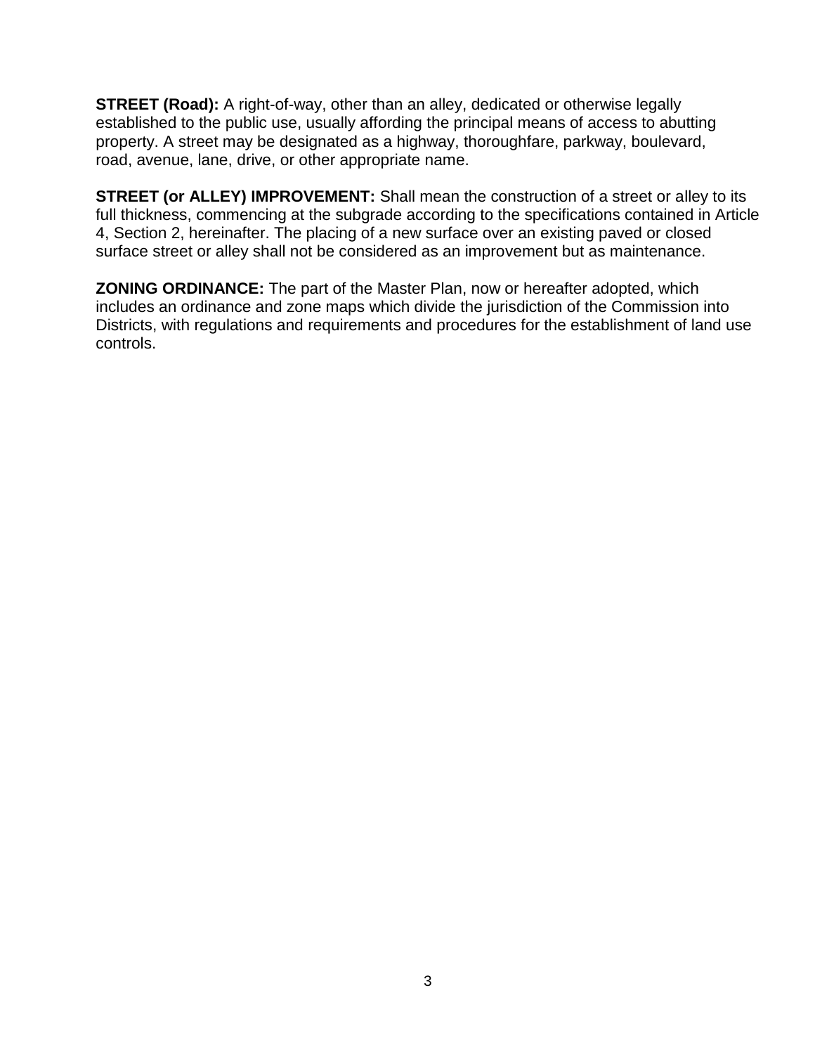**STREET (Road):** A right-of-way, other than an alley, dedicated or otherwise legally established to the public use, usually affording the principal means of access to abutting property. A street may be designated as a highway, thoroughfare, parkway, boulevard, road, avenue, lane, drive, or other appropriate name.

**STREET (or ALLEY) IMPROVEMENT:** Shall mean the construction of a street or alley to its full thickness, commencing at the subgrade according to the specifications contained in Article 4, Section 2, hereinafter. The placing of a new surface over an existing paved or closed surface street or alley shall not be considered as an improvement but as maintenance.

**ZONING ORDINANCE:** The part of the Master Plan, now or hereafter adopted, which includes an ordinance and zone maps which divide the jurisdiction of the Commission into Districts, with regulations and requirements and procedures for the establishment of land use controls.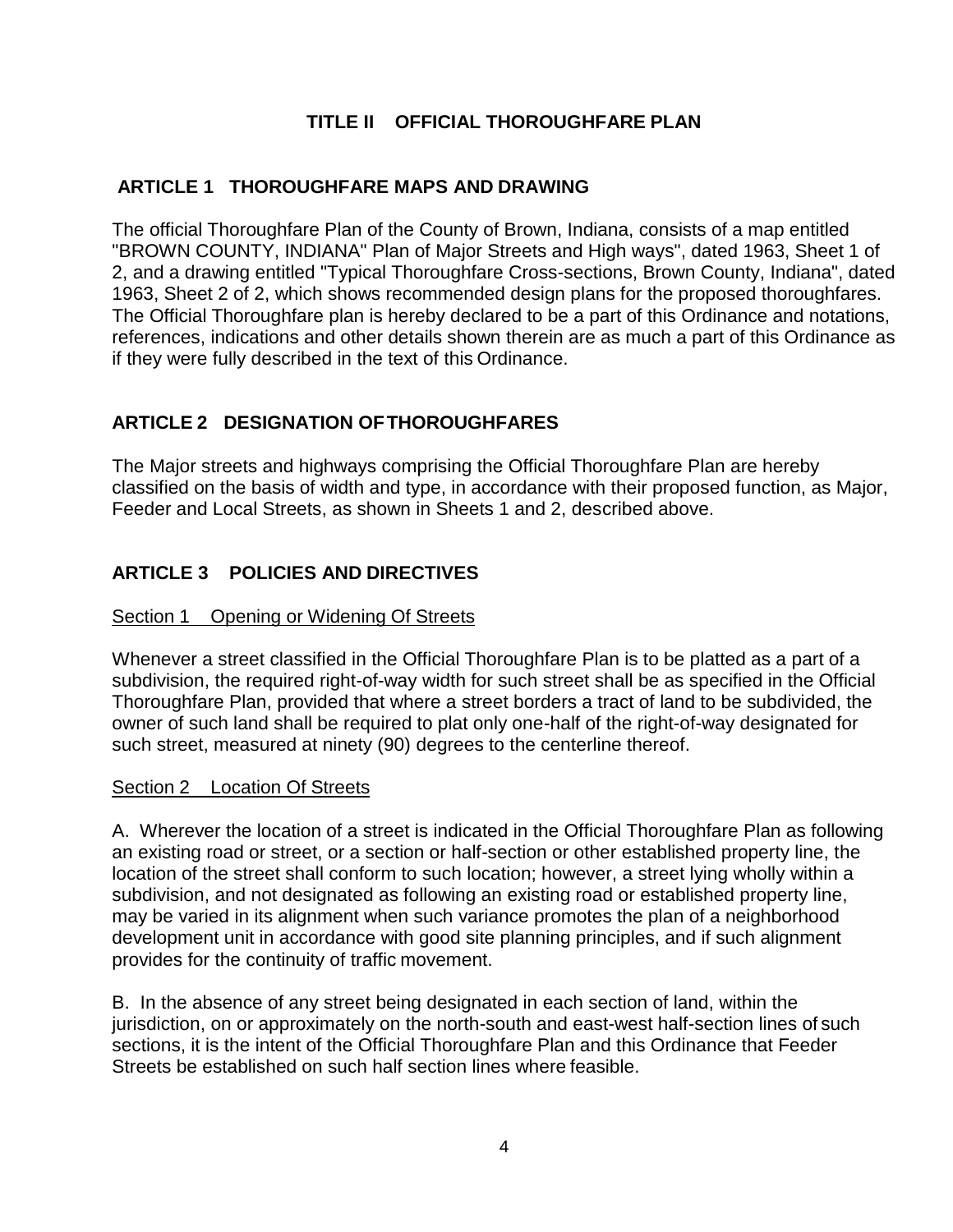# TITLE II OFFICIAL THOROUGHFARE PLAN

## ARTICLE 1 THOROUGHFARE MAPS AND DRAWING

The official Thoroughfare Plan of the County of Brown, Indiana, consists of a map entitled "BROWN COUNTY, INDIANA" Plan of Major Streets and High ways", dated 1963, Sheet 1 of 2, and a drawing entitled "Typical Thoroughfare Cross-sections, Brown County, Indiana", dated 1963, Sheet 2 of 2, which shows recommended design plans for the proposed thoroughfares. The Official Thoroughfare plan is hereby declared to be a part of this Ordinance and notations, references, indications and other details shown therein are as much a part of this Ordinance as if they were fully described in the text of this Ordinance.

## ARTICLE 2 DESIGNATION OF THOROUGHFARES

The Major streets and highways comprising the Official Thoroughfare Plan are hereby classified on the basis of width and type, in accordance with their proposed function, as Major, Feeder and Local Streets, as shown in Sheets 1 and 2, described above.

## ARTICLE 3 POLICIES AND DIRECTIVES

### Section 1 Opening or Widening Of Streets

Whenever a street classified in the Official Thoroughfare Plan is to be platted as a part of a subdivision, the required right-of-way width for such street shall be as specified in the Official Thoroughfare Plan, provided that where a street borders a tract of land to be subdivided, the owner of such land shall be required to plat only one-half of the right-of-way designated for such street, measured at ninety (90) degrees to the centerline thereof.

### Section 2 Location Of Streets

A. Wherever the location of a street is indicated in the Official Thoroughfare Plan as following an existing road or street, or a section or half-section or other established property line, the location of the street shall conform to such location; however, a street lying wholly within a subdivision, and not designated as following an existing road or established property line, may be varied in its alignment when such variance promotes the plan of a neighborhood development unit in accordance with good site planning principles, and if such alignment provides for the continuity of traffic movement.

B. In the absence of any street being designated in each section of land, within the jurisdiction, on or approximately on the north-south and east-west half-section lines of such sections, it is the intent of the Official Thoroughfare Plan and this Ordinance that Feeder Streets be established on such half section lines where feasible.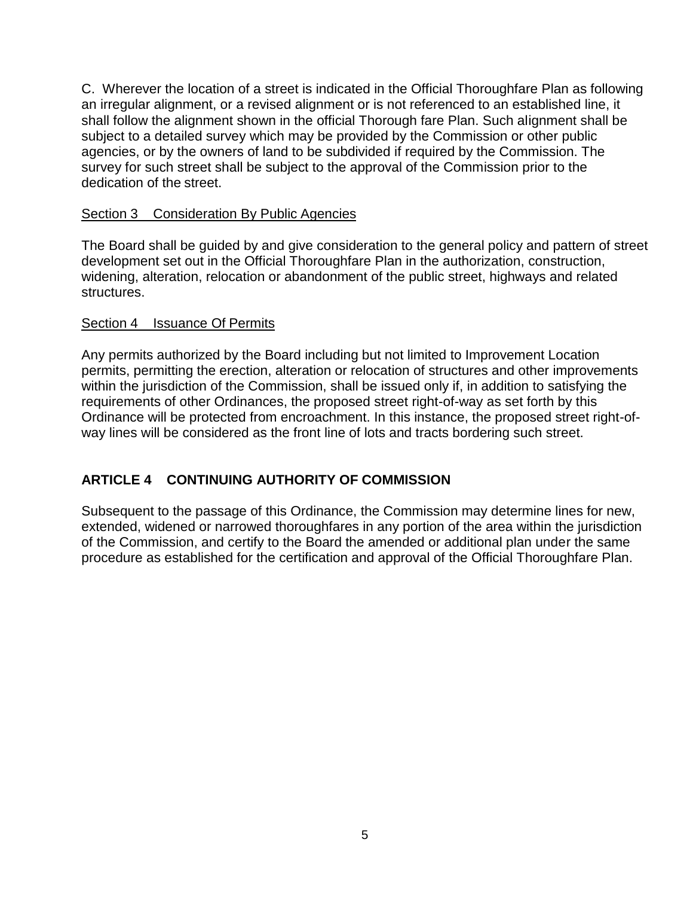C. Wherever the location of a street is indicated in the Official Thoroughfare Plan as following an irregular alignment, or a revised alignment or is not referenced to an established line, it shall follow the alignment shown in the official Thorough fare Plan. Such alignment shall be subject to a detailed survey which may be provided by the Commission or other public agencies, or by the owners of land to be subdivided if required by the Commission. The survey for such street shall be subject to the approval of the Commission prior to the dedication of the street.

### Section 3 Consideration By Public Agencies

The Board shall be guided by and give consideration to the general policy and pattern of street development set out in the Official Thoroughfare Plan in the authorization, construction, widening, alteration, relocation or abandonment of the public street, highways and related structures.

### Section 4 Issuance Of Permits

Any permits authorized by the Board including but not limited to Improvement Location permits, permitting the erection, alteration or relocation of structures and other improvements within the jurisdiction of the Commission, shall be issued only if, in addition to satisfying the requirements of other Ordinances, the proposed street right-of-way as set forth by this Ordinance will be protected from encroachment. In this instance, the proposed street right-of-way lines will be considered as the front line of lots and tracts bordering such street.

## ARTICLE 4 CONTINUING AUTHORITY OF COMMISSION

Subsequent to the passage of this Ordinance, the Commission may determine lines for new, extended, widened or narrowed thoroughfares in any portion of the area within the jurisdiction of the Commission, and certify to the Board the amended or additional plan under the same procedure as established for the certification and approval of the Official Thoroughfare Plan.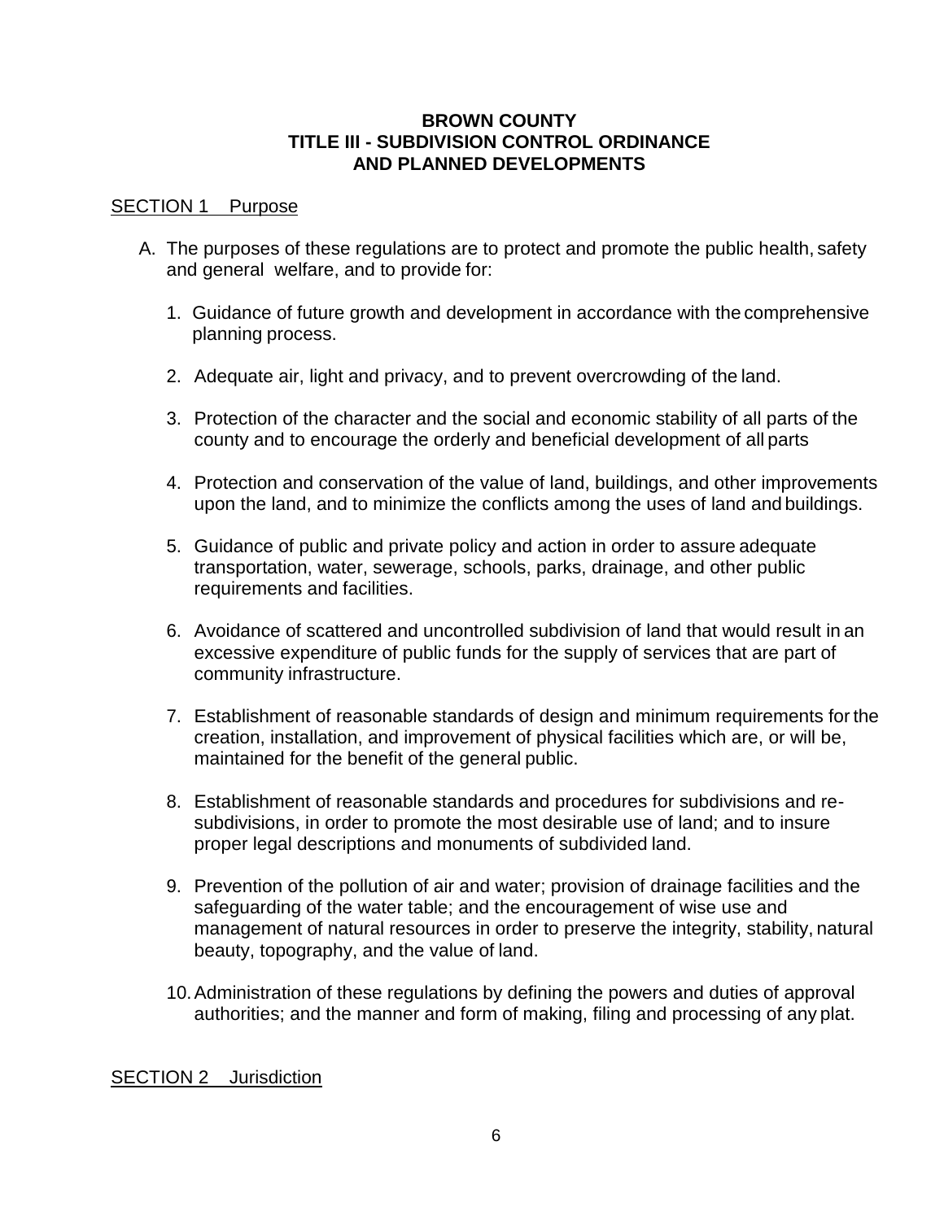# BROWN COUNTY
# TITLE III - SUBDIVISION CONTROL ORDINANCE AND PLANNED DEVELOPMENTS

## SECTION 1 Purpose

A. The purposes of these regulations are to protect and promote the public health, safety and general welfare, and to provide for:

1. Guidance of future growth and development in accordance with the comprehensive planning process.

2. Adequate air, light and privacy, and to prevent overcrowding of the land.

3. Protection of the character and the social and economic stability of all parts of the county and to encourage the orderly and beneficial development of all parts

4. Protection and conservation of the value of land, buildings, and other improvements upon the land, and to minimize the conflicts among the uses of land and buildings.

5. Guidance of public and private policy and action in order to assure adequate transportation, water, sewerage, schools, parks, drainage, and other public requirements and facilities.

6. Avoidance of scattered and uncontrolled subdivision of land that would result in an excessive expenditure of public funds for the supply of services that are part of community infrastructure.

7. Establishment of reasonable standards of design and minimum requirements for the creation, installation, and improvement of physical facilities which are, or will be, maintained for the benefit of the general public.

8. Establishment of reasonable standards and procedures for subdivisions and re-subdivisions, in order to promote the most desirable use of land; and to insure proper legal descriptions and monuments of subdivided land.

9. Prevention of the pollution of air and water; provision of drainage facilities and the safeguarding of the water table; and the encouragement of wise use and management of natural resources in order to preserve the integrity, stability, natural beauty, topography, and the value of land.

10. Administration of these regulations by defining the powers and duties of approval authorities; and the manner and form of making, filing and processing of any plat.

## SECTION 2 Jurisdiction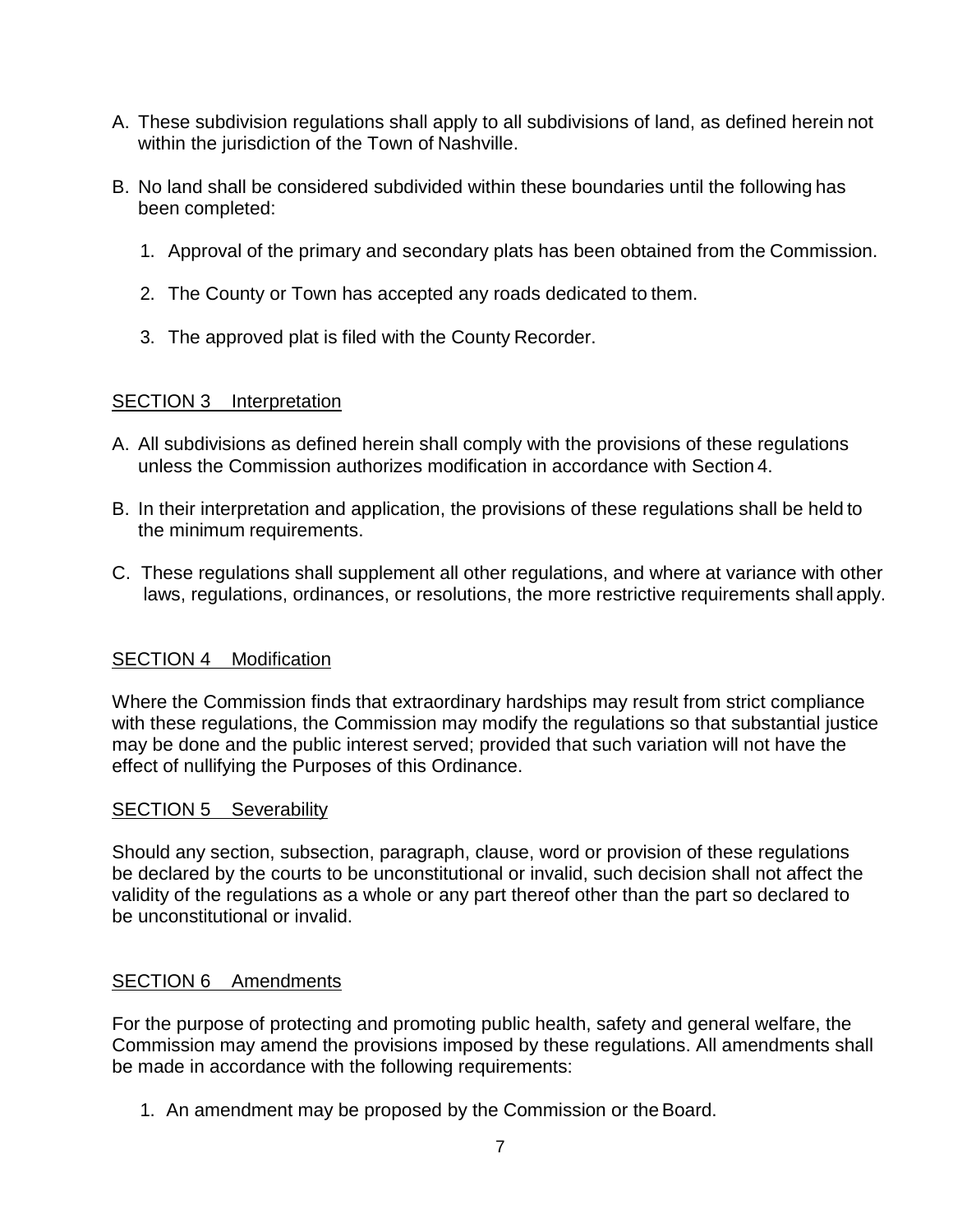A. These subdivision regulations shall apply to all subdivisions of land, as defined herein not within the jurisdiction of the Town of Nashville.

B. No land shall be considered subdivided within these boundaries until the following has been completed:

   1. Approval of the primary and secondary plats has been obtained from the Commission.

   2. The County or Town has accepted any roads dedicated to them.

   3. The approved plat is filed with the County Recorder.

## SECTION 3 Interpretation

A. All subdivisions as defined herein shall comply with the provisions of these regulations unless the Commission authorizes modification in accordance with Section 4.

B. In their interpretation and application, the provisions of these regulations shall be held to the minimum requirements.

C. These regulations shall supplement all other regulations, and where at variance with other laws, regulations, ordinances, or resolutions, the more restrictive requirements shall apply.

## SECTION 4 Modification

Where the Commission finds that extraordinary hardships may result from strict compliance with these regulations, the Commission may modify the regulations so that substantial justice may be done and the public interest served; provided that such variation will not have the effect of nullifying the Purposes of this Ordinance.

## SECTION 5 Severability

Should any section, subsection, paragraph, clause, word or provision of these regulations be declared by the courts to be unconstitutional or invalid, such decision shall not affect the validity of the regulations as a whole or any part thereof other than the part so declared to be unconstitutional or invalid.

## SECTION 6 Amendments

For the purpose of protecting and promoting public health, safety and general welfare, the Commission may amend the provisions imposed by these regulations. All amendments shall be made in accordance with the following requirements:

1. An amendment may be proposed by the Commission or the Board.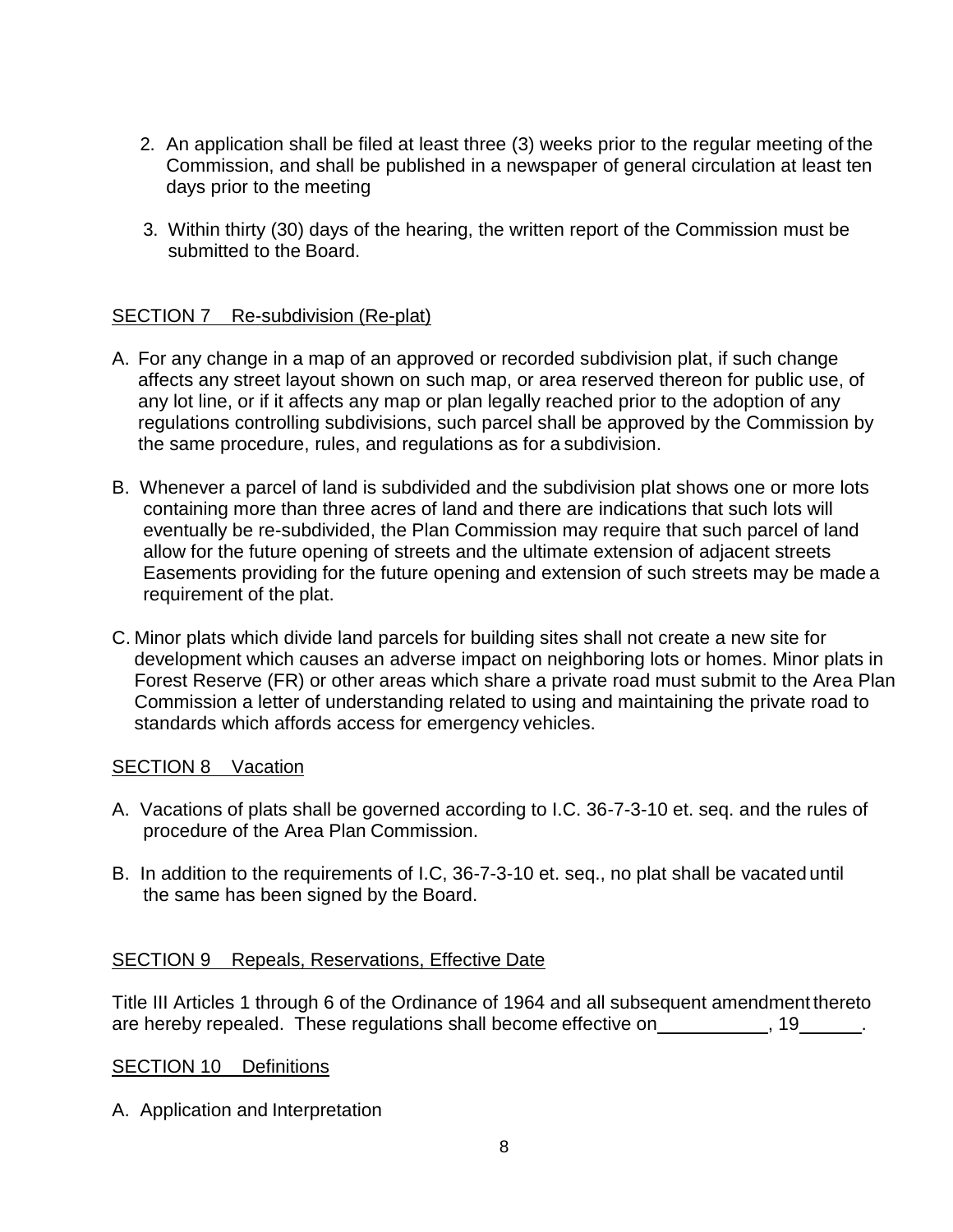2. An application shall be filed at least three (3) weeks prior to the regular meeting of the Commission, and shall be published in a newspaper of general circulation at least ten days prior to the meeting

3. Within thirty (30) days of the hearing, the written report of the Commission must be submitted to the Board.

## SECTION 7 Re-subdivision (Re-plat)

A. For any change in a map of an approved or recorded subdivision plat, if such change affects any street layout shown on such map, or area reserved thereon for public use, of any lot line, or if it affects any map or plan legally reached prior to the adoption of any regulations controlling subdivisions, such parcel shall be approved by the Commission by the same procedure, rules, and regulations as for a subdivision.

B. Whenever a parcel of land is subdivided and the subdivision plat shows one or more lots containing more than three acres of land and there are indications that such lots will eventually be re-subdivided, the Plan Commission may require that such parcel of land allow for the future opening of streets and the ultimate extension of adjacent streets Easements providing for the future opening and extension of such streets may be made a requirement of the plat.

C. Minor plats which divide land parcels for building sites shall not create a new site for development which causes an adverse impact on neighboring lots or homes. Minor plats in Forest Reserve (FR) or other areas which share a private road must submit to the Area Plan Commission a letter of understanding related to using and maintaining the private road to standards which affords access for emergency vehicles.

## SECTION 8 Vacation

A. Vacations of plats shall be governed according to I.C. 36-7-3-10 et. seq. and the rules of procedure of the Area Plan Commission.

B. In addition to the requirements of I.C, 36-7-3-10 et. seq., no plat shall be vacated until the same has been signed by the Board.

## SECTION 9 Repeals, Reservations, Effective Date

Title III Articles 1 through 6 of the Ordinance of 1964 and all subsequent amendment thereto are hereby repealed. These regulations shall become effective on __________, 19______.

## SECTION 10 Definitions

A. Application and Interpretation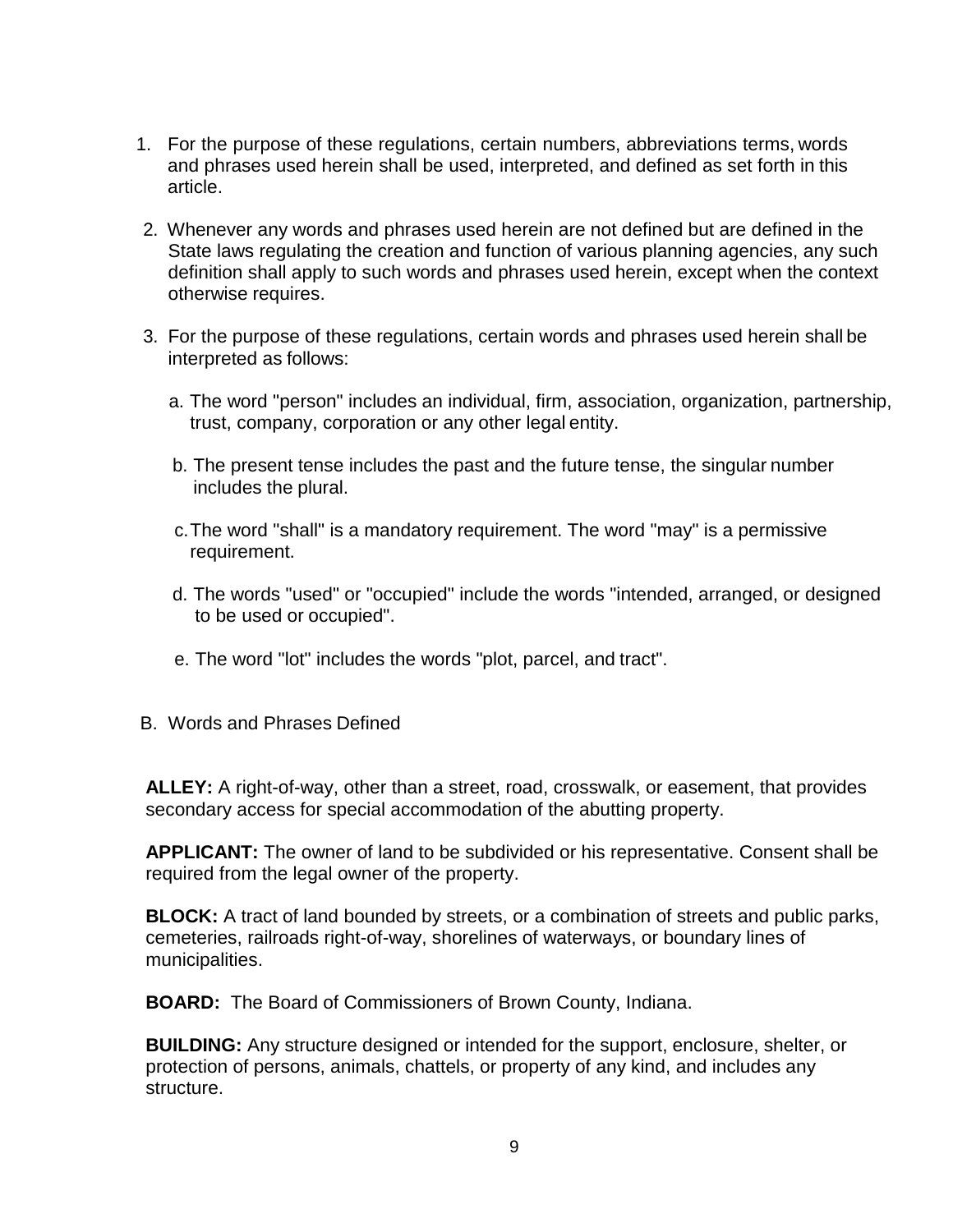1. For the purpose of these regulations, certain numbers, abbreviations terms, words and phrases used herein shall be used, interpreted, and defined as set forth in this article.

2. Whenever any words and phrases used herein are not defined but are defined in the State laws regulating the creation and function of various planning agencies, any such definition shall apply to such words and phrases used herein, except when the context otherwise requires.

3. For the purpose of these regulations, certain words and phrases used herein shall be interpreted as follows:

   a. The word "person" includes an individual, firm, association, organization, partnership, trust, company, corporation or any other legal entity.

   b. The present tense includes the past and the future tense, the singular number includes the plural.

   c. The word "shall" is a mandatory requirement. The word "may" is a permissive requirement.

   d. The words "used" or "occupied" include the words "intended, arranged, or designed to be used or occupied".

   e. The word "lot" includes the words "plot, parcel, and tract".

B. Words and Phrases Defined

**ALLEY:** A right-of-way, other than a street, road, crosswalk, or easement, that provides secondary access for special accommodation of the abutting property.

**APPLICANT:** The owner of land to be subdivided or his representative. Consent shall be required from the legal owner of the property.

**BLOCK:** A tract of land bounded by streets, or a combination of streets and public parks, cemeteries, railroads right-of-way, shorelines of waterways, or boundary lines of municipalities.

**BOARD:** The Board of Commissioners of Brown County, Indiana.

**BUILDING:** Any structure designed or intended for the support, enclosure, shelter, or protection of persons, animals, chattels, or property of any kind, and includes any structure.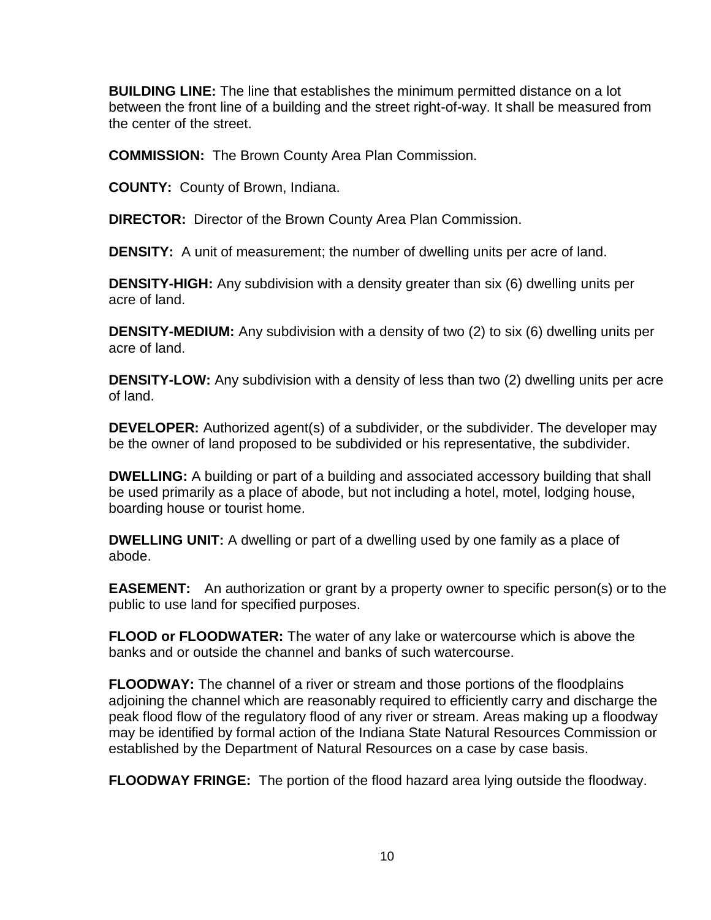**BUILDING LINE:** The line that establishes the minimum permitted distance on a lot between the front line of a building and the street right-of-way. It shall be measured from the center of the street.

**COMMISSION:** The Brown County Area Plan Commission.

**COUNTY:** County of Brown, Indiana.

**DIRECTOR:** Director of the Brown County Area Plan Commission.

**DENSITY:** A unit of measurement; the number of dwelling units per acre of land.

**DENSITY-HIGH:** Any subdivision with a density greater than six (6) dwelling units per acre of land.

**DENSITY-MEDIUM:** Any subdivision with a density of two (2) to six (6) dwelling units per acre of land.

**DENSITY-LOW:** Any subdivision with a density of less than two (2) dwelling units per acre of land.

**DEVELOPER:** Authorized agent(s) of a subdivider, or the subdivider. The developer may be the owner of land proposed to be subdivided or his representative, the subdivider.

**DWELLING:** A building or part of a building and associated accessory building that shall be used primarily as a place of abode, but not including a hotel, motel, lodging house, boarding house or tourist home.

**DWELLING UNIT:** A dwelling or part of a dwelling used by one family as a place of abode.

**EASEMENT:** An authorization or grant by a property owner to specific person(s) or to the public to use land for specified purposes.

**FLOOD or FLOODWATER:** The water of any lake or watercourse which is above the banks and or outside the channel and banks of such watercourse.

**FLOODWAY:** The channel of a river or stream and those portions of the floodplains adjoining the channel which are reasonably required to efficiently carry and discharge the peak flood flow of the regulatory flood of any river or stream. Areas making up a floodway may be identified by formal action of the Indiana State Natural Resources Commission or established by the Department of Natural Resources on a case by case basis.

**FLOODWAY FRINGE:** The portion of the flood hazard area lying outside the floodway.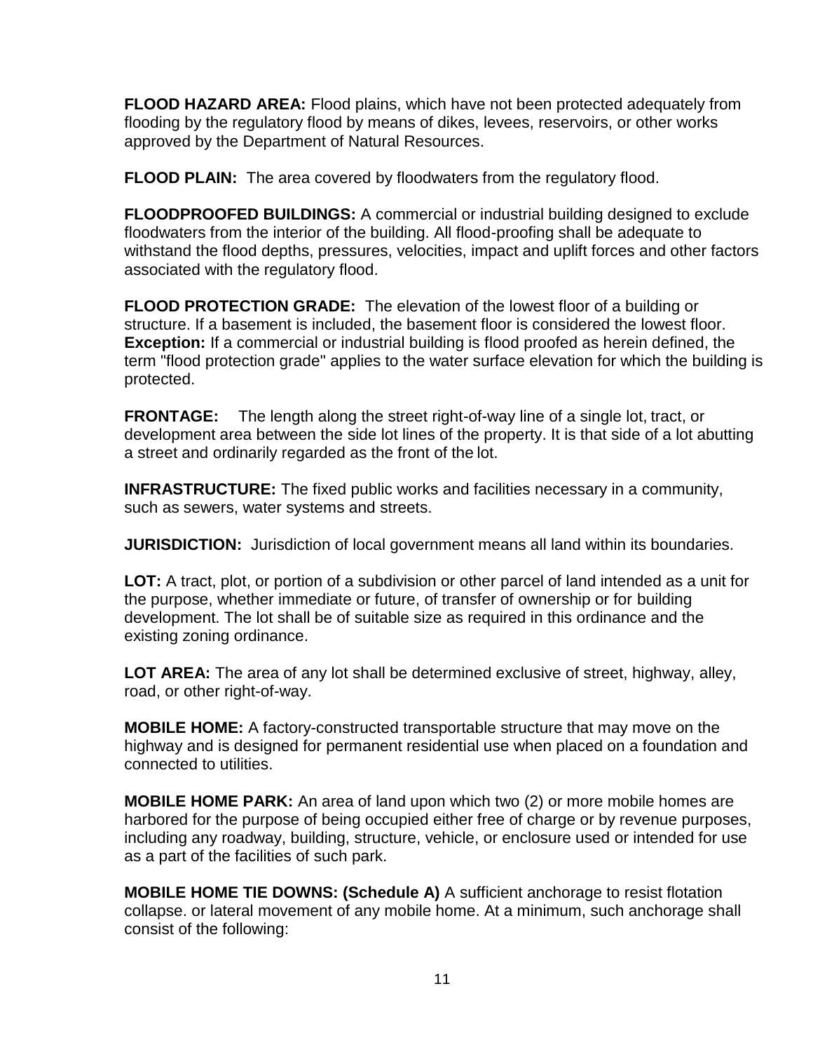**FLOOD HAZARD AREA:** Flood plains, which have not been protected adequately from flooding by the regulatory flood by means of dikes, levees, reservoirs, or other works approved by the Department of Natural Resources.

**FLOOD PLAIN:** The area covered by floodwaters from the regulatory flood.

**FLOODPROOFED BUILDINGS:** A commercial or industrial building designed to exclude floodwaters from the interior of the building. All flood-proofing shall be adequate to withstand the flood depths, pressures, velocities, impact and uplift forces and other factors associated with the regulatory flood.

**FLOOD PROTECTION GRADE:** The elevation of the lowest floor of a building or structure. If a basement is included, the basement floor is considered the lowest floor. **Exception:** If a commercial or industrial building is flood proofed as herein defined, the term "flood protection grade" applies to the water surface elevation for which the building is protected.

**FRONTAGE:** The length along the street right-of-way line of a single lot, tract, or development area between the side lot lines of the property. It is that side of a lot abutting a street and ordinarily regarded as the front of the lot.

**INFRASTRUCTURE:** The fixed public works and facilities necessary in a community, such as sewers, water systems and streets.

**JURISDICTION:** Jurisdiction of local government means all land within its boundaries.

**LOT:** A tract, plot, or portion of a subdivision or other parcel of land intended as a unit for the purpose, whether immediate or future, of transfer of ownership or for building development. The lot shall be of suitable size as required in this ordinance and the existing zoning ordinance.

**LOT AREA:** The area of any lot shall be determined exclusive of street, highway, alley, road, or other right-of-way.

**MOBILE HOME:** A factory-constructed transportable structure that may move on the highway and is designed for permanent residential use when placed on a foundation and connected to utilities.

**MOBILE HOME PARK:** An area of land upon which two (2) or more mobile homes are harbored for the purpose of being occupied either free of charge or by revenue purposes, including any roadway, building, structure, vehicle, or enclosure used or intended for use as a part of the facilities of such park.

**MOBILE HOME TIE DOWNS: (Schedule A)** A sufficient anchorage to resist flotation collapse. or lateral movement of any mobile home. At a minimum, such anchorage shall consist of the following: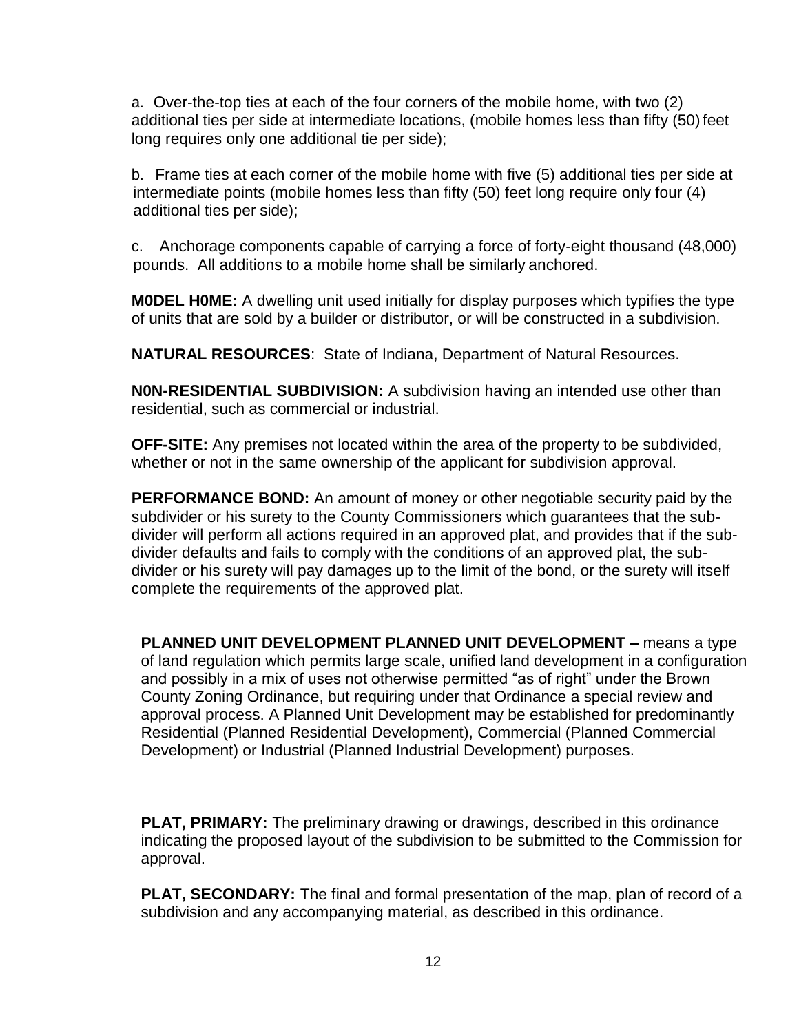a. Over-the-top ties at each of the four corners of the mobile home, with two (2) additional ties per side at intermediate locations, (mobile homes less than fifty (50) feet long requires only one additional tie per side);

b. Frame ties at each corner of the mobile home with five (5) additional ties per side at intermediate points (mobile homes less than fifty (50) feet long require only four (4) additional ties per side);

c. Anchorage components capable of carrying a force of forty-eight thousand (48,000) pounds. All additions to a mobile home shall be similarly anchored.

**M0DEL H0ME:** A dwelling unit used initially for display purposes which typifies the type of units that are sold by a builder or distributor, or will be constructed in a subdivision.

**NATURAL RESOURCES**: State of Indiana, Department of Natural Resources.

**N0N-RESIDENTIAL SUBDIVISION:** A subdivision having an intended use other than residential, such as commercial or industrial.

**OFF-SITE:** Any premises not located within the area of the property to be subdivided, whether or not in the same ownership of the applicant for subdivision approval.

**PERFORMANCE BOND:** An amount of money or other negotiable security paid by the subdivider or his surety to the County Commissioners which guarantees that the sub-divider will perform all actions required in an approved plat, and provides that if the sub-divider defaults and fails to comply with the conditions of an approved plat, the sub-divider or his surety will pay damages up to the limit of the bond, or the surety will itself complete the requirements of the approved plat.

**PLANNED UNIT DEVELOPMENT PLANNED UNIT DEVELOPMENT –** means a type of land regulation which permits large scale, unified land development in a configuration and possibly in a mix of uses not otherwise permitted "as of right" under the Brown County Zoning Ordinance, but requiring under that Ordinance a special review and approval process. A Planned Unit Development may be established for predominantly Residential (Planned Residential Development), Commercial (Planned Commercial Development) or Industrial (Planned Industrial Development) purposes.

**PLAT, PRIMARY:** The preliminary drawing or drawings, described in this ordinance indicating the proposed layout of the subdivision to be submitted to the Commission for approval.

**PLAT, SECONDARY:** The final and formal presentation of the map, plan of record of a subdivision and any accompanying material, as described in this ordinance.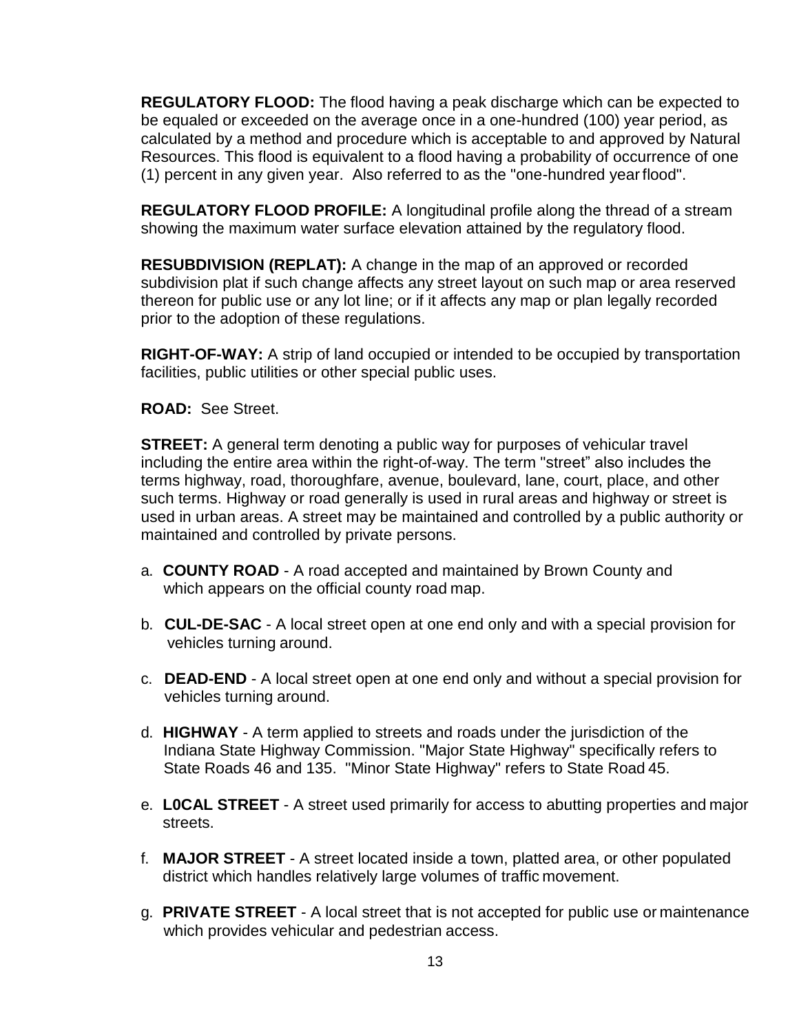**REGULATORY FLOOD:** The flood having a peak discharge which can be expected to be equaled or exceeded on the average once in a one-hundred (100) year period, as calculated by a method and procedure which is acceptable to and approved by Natural Resources. This flood is equivalent to a flood having a probability of occurrence of one (1) percent in any given year. Also referred to as the "one-hundred year flood".

**REGULATORY FLOOD PROFILE:** A longitudinal profile along the thread of a stream showing the maximum water surface elevation attained by the regulatory flood.

**RESUBDIVISION (REPLAT):** A change in the map of an approved or recorded subdivision plat if such change affects any street layout on such map or area reserved thereon for public use or any lot line; or if it affects any map or plan legally recorded prior to the adoption of these regulations.

**RIGHT-OF-WAY:** A strip of land occupied or intended to be occupied by transportation facilities, public utilities or other special public uses.

**ROAD:** See Street.

**STREET:** A general term denoting a public way for purposes of vehicular travel including the entire area within the right-of-way. The term "street" also includes the terms highway, road, thoroughfare, avenue, boulevard, lane, court, place, and other such terms. Highway or road generally is used in rural areas and highway or street is used in urban areas. A street may be maintained and controlled by a public authority or maintained and controlled by private persons.

a. **COUNTY ROAD** - A road accepted and maintained by Brown County and which appears on the official county road map.

b. **CUL-DE-SAC** - A local street open at one end only and with a special provision for vehicles turning around.

c. **DEAD-END** - A local street open at one end only and without a special provision for vehicles turning around.

d. **HIGHWAY** - A term applied to streets and roads under the jurisdiction of the Indiana State Highway Commission. "Major State Highway" specifically refers to State Roads 46 and 135. "Minor State Highway" refers to State Road 45.

e. **L0CAL STREET** - A street used primarily for access to abutting properties and major streets.

f. **MAJOR STREET** - A street located inside a town, platted area, or other populated district which handles relatively large volumes of traffic movement.

g. **PRIVATE STREET** - A local street that is not accepted for public use or maintenance which provides vehicular and pedestrian access.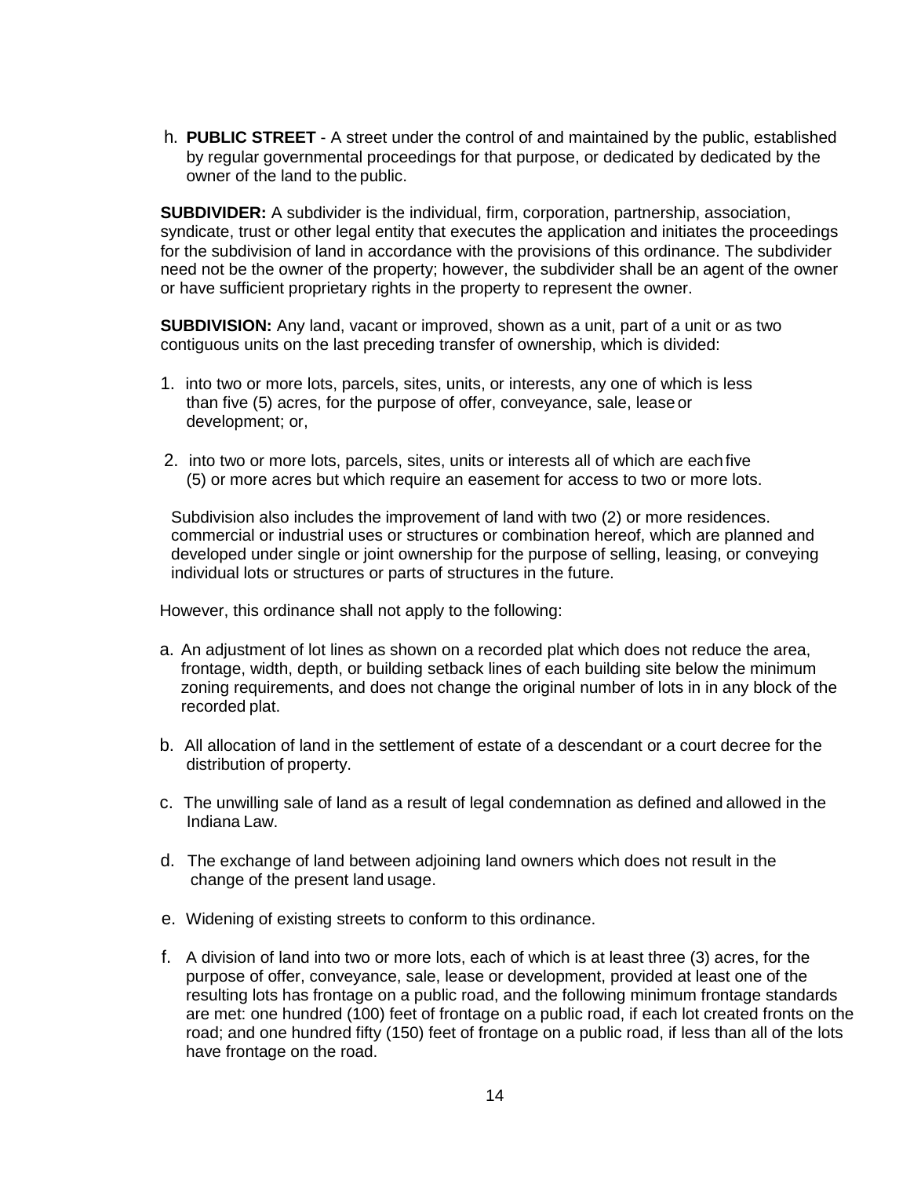h. **PUBLIC STREET** - A street under the control of and maintained by the public, established by regular governmental proceedings for that purpose, or dedicated by dedicated by the owner of the land to the public.

**SUBDIVIDER:** A subdivider is the individual, firm, corporation, partnership, association, syndicate, trust or other legal entity that executes the application and initiates the proceedings for the subdivision of land in accordance with the provisions of this ordinance. The subdivider need not be the owner of the property; however, the subdivider shall be an agent of the owner or have sufficient proprietary rights in the property to represent the owner.

**SUBDIVISION:** Any land, vacant or improved, shown as a unit, part of a unit or as two contiguous units on the last preceding transfer of ownership, which is divided:

1. into two or more lots, parcels, sites, units, or interests, any one of which is less than five (5) acres, for the purpose of offer, conveyance, sale, lease or development; or,
2. into two or more lots, parcels, sites, units or interests all of which are each five (5) or more acres but which require an easement for access to two or more lots.

Subdivision also includes the improvement of land with two (2) or more residences. commercial or industrial uses or structures or combination hereof, which are planned and developed under single or joint ownership for the purpose of selling, leasing, or conveying individual lots or structures or parts of structures in the future.

However, this ordinance shall not apply to the following:

a. An adjustment of lot lines as shown on a recorded plat which does not reduce the area, frontage, width, depth, or building setback lines of each building site below the minimum zoning requirements, and does not change the original number of lots in in any block of the recorded plat.

b. All allocation of land in the settlement of estate of a descendant or a court decree for the distribution of property.

c. The unwilling sale of land as a result of legal condemnation as defined and allowed in the Indiana Law.

d. The exchange of land between adjoining land owners which does not result in the change of the present land usage.

e. Widening of existing streets to conform to this ordinance.

f. A division of land into two or more lots, each of which is at least three (3) acres, for the purpose of offer, conveyance, sale, lease or development, provided at least one of the resulting lots has frontage on a public road, and the following minimum frontage standards are met: one hundred (100) feet of frontage on a public road, if each lot created fronts on the road; and one hundred fifty (150) feet of frontage on a public road, if less than all of the lots have frontage on the road.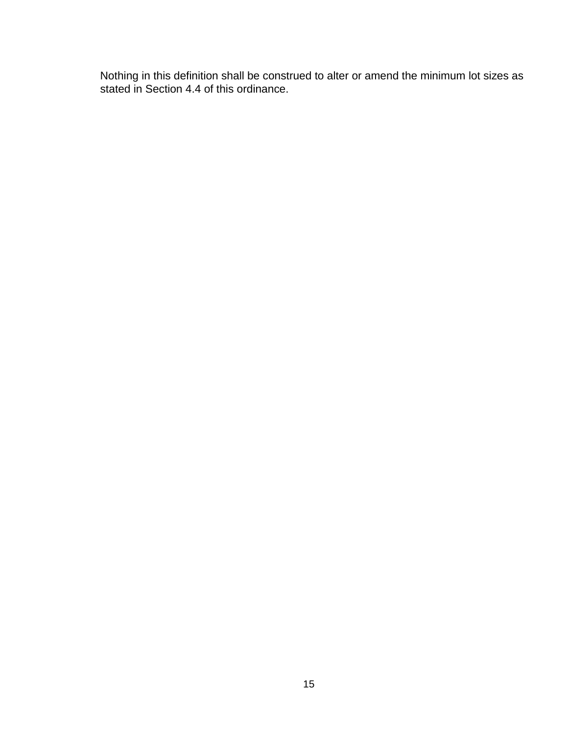Nothing in this definition shall be construed to alter or amend the minimum lot sizes as stated in Section 4.4 of this ordinance.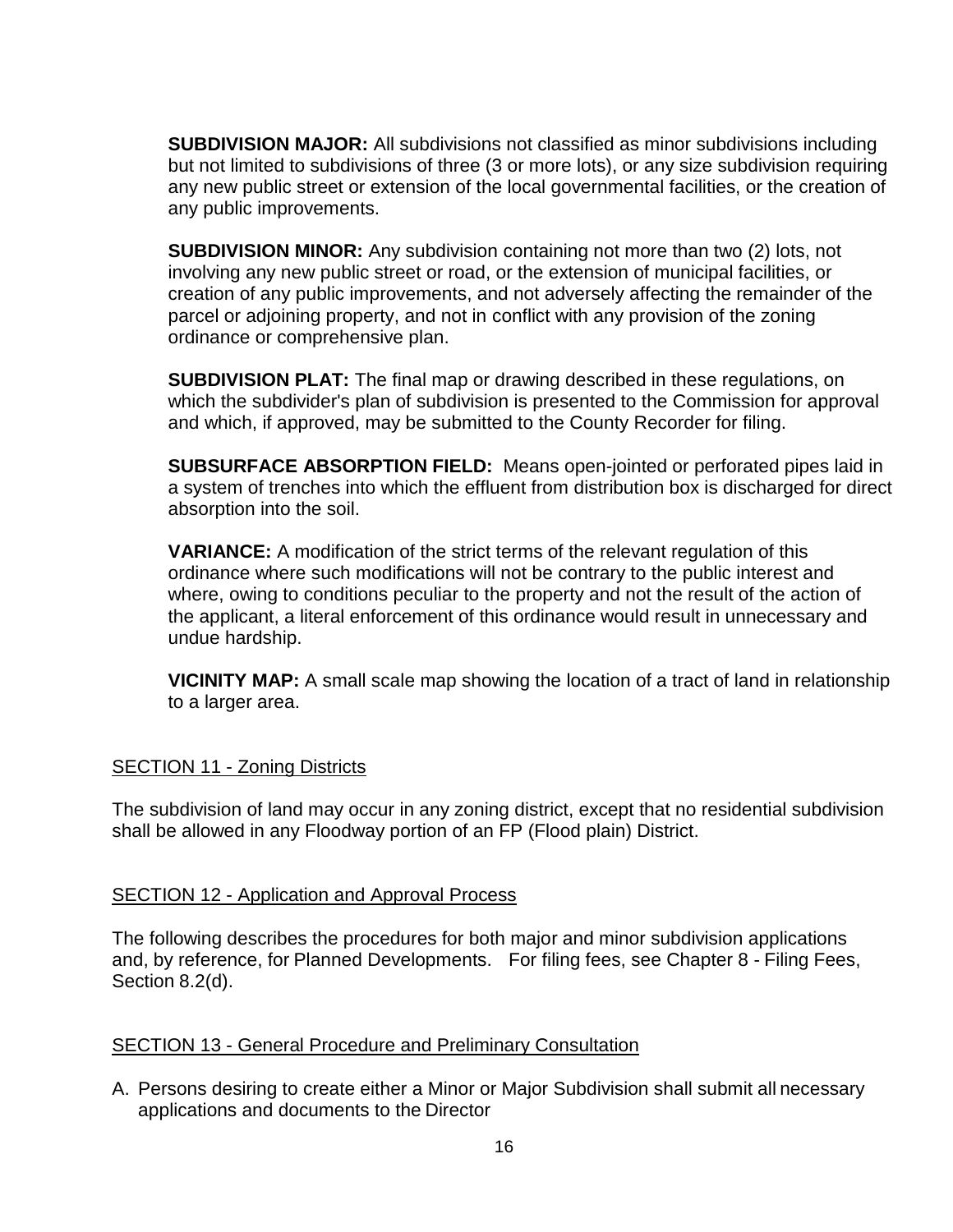**SUBDIVISION MAJOR:** All subdivisions not classified as minor subdivisions including but not limited to subdivisions of three (3 or more lots), or any size subdivision requiring any new public street or extension of the local governmental facilities, or the creation of any public improvements.

**SUBDIVISION MINOR:** Any subdivision containing not more than two (2) lots, not involving any new public street or road, or the extension of municipal facilities, or creation of any public improvements, and not adversely affecting the remainder of the parcel or adjoining property, and not in conflict with any provision of the zoning ordinance or comprehensive plan.

**SUBDIVISION PLAT:** The final map or drawing described in these regulations, on which the subdivider's plan of subdivision is presented to the Commission for approval and which, if approved, may be submitted to the County Recorder for filing.

**SUBSURFACE ABSORPTION FIELD:** Means open-jointed or perforated pipes laid in a system of trenches into which the effluent from distribution box is discharged for direct absorption into the soil.

**VARIANCE:** A modification of the strict terms of the relevant regulation of this ordinance where such modifications will not be contrary to the public interest and where, owing to conditions peculiar to the property and not the result of the action of the applicant, a literal enforcement of this ordinance would result in unnecessary and undue hardship.

**VICINITY MAP:** A small scale map showing the location of a tract of land in relationship to a larger area.

## SECTION 11 - Zoning Districts

The subdivision of land may occur in any zoning district, except that no residential subdivision shall be allowed in any Floodway portion of an FP (Flood plain) District.

## SECTION 12 - Application and Approval Process

The following describes the procedures for both major and minor subdivision applications and, by reference, for Planned Developments. For filing fees, see Chapter 8 - Filing Fees, Section 8.2(d).

## SECTION 13 - General Procedure and Preliminary Consultation

A. Persons desiring to create either a Minor or Major Subdivision shall submit all necessary applications and documents to the Director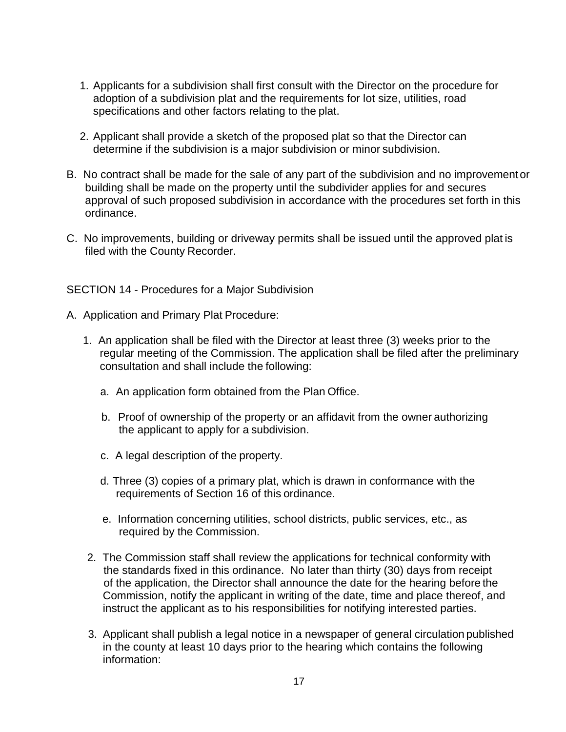1. Applicants for a subdivision shall first consult with the Director on the procedure for adoption of a subdivision plat and the requirements for lot size, utilities, road specifications and other factors relating to the plat.

2. Applicant shall provide a sketch of the proposed plat so that the Director can determine if the subdivision is a major subdivision or minor subdivision.

B. No contract shall be made for the sale of any part of the subdivision and no improvement or building shall be made on the property until the subdivider applies for and secures approval of such proposed subdivision in accordance with the procedures set forth in this ordinance.

C. No improvements, building or driveway permits shall be issued until the approved plat is filed with the County Recorder.

<u>SECTION 14 - Procedures for a Major Subdivision</u>

A. Application and Primary Plat Procedure:

1. An application shall be filed with the Director at least three (3) weeks prior to the regular meeting of the Commission. The application shall be filed after the preliminary consultation and shall include the following:

   a. An application form obtained from the Plan Office.

   b. Proof of ownership of the property or an affidavit from the owner authorizing the applicant to apply for a subdivision.

   c. A legal description of the property.

   d. Three (3) copies of a primary plat, which is drawn in conformance with the requirements of Section 16 of this ordinance.

   e. Information concerning utilities, school districts, public services, etc., as required by the Commission.

2. The Commission staff shall review the applications for technical conformity with the standards fixed in this ordinance. No later than thirty (30) days from receipt of the application, the Director shall announce the date for the hearing before the Commission, notify the applicant in writing of the date, time and place thereof, and instruct the applicant as to his responsibilities for notifying interested parties.

3. Applicant shall publish a legal notice in a newspaper of general circulation published in the county at least 10 days prior to the hearing which contains the following information: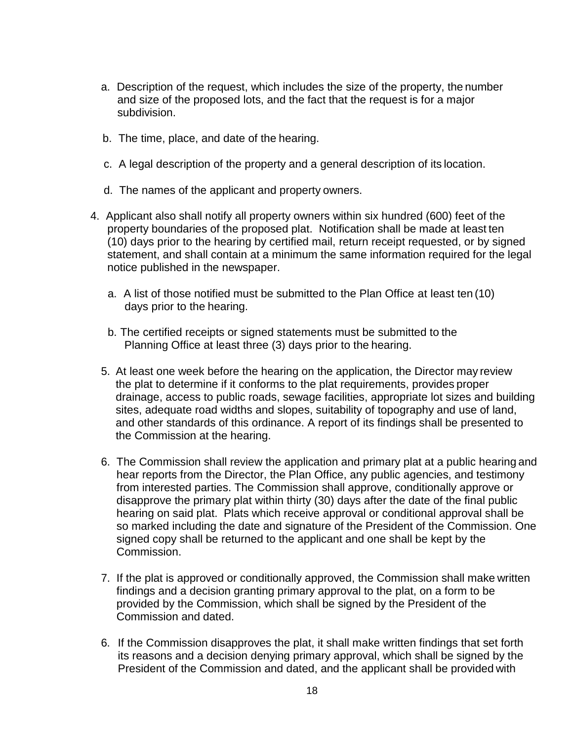a. Description of the request, which includes the size of the property, the number and size of the proposed lots, and the fact that the request is for a major subdivision.

b. The time, place, and date of the hearing.

c. A legal description of the property and a general description of its location.

d. The names of the applicant and property owners.

4. Applicant also shall notify all property owners within six hundred (600) feet of the property boundaries of the proposed plat. Notification shall be made at least ten (10) days prior to the hearing by certified mail, return receipt requested, or by signed statement, and shall contain at a minimum the same information required for the legal notice published in the newspaper.

   a. A list of those notified must be submitted to the Plan Office at least ten (10) days prior to the hearing.

   b. The certified receipts or signed statements must be submitted to the Planning Office at least three (3) days prior to the hearing.

5. At least one week before the hearing on the application, the Director may review the plat to determine if it conforms to the plat requirements, provides proper drainage, access to public roads, sewage facilities, appropriate lot sizes and building sites, adequate road widths and slopes, suitability of topography and use of land, and other standards of this ordinance. A report of its findings shall be presented to the Commission at the hearing.

6. The Commission shall review the application and primary plat at a public hearing and hear reports from the Director, the Plan Office, any public agencies, and testimony from interested parties. The Commission shall approve, conditionally approve or disapprove the primary plat within thirty (30) days after the date of the final public hearing on said plat. Plats which receive approval or conditional approval shall be so marked including the date and signature of the President of the Commission. One signed copy shall be returned to the applicant and one shall be kept by the Commission.

7. If the plat is approved or conditionally approved, the Commission shall make written findings and a decision granting primary approval to the plat, on a form to be provided by the Commission, which shall be signed by the President of the Commission and dated.

6. If the Commission disapproves the plat, it shall make written findings that set forth its reasons and a decision denying primary approval, which shall be signed by the President of the Commission and dated, and the applicant shall be provided with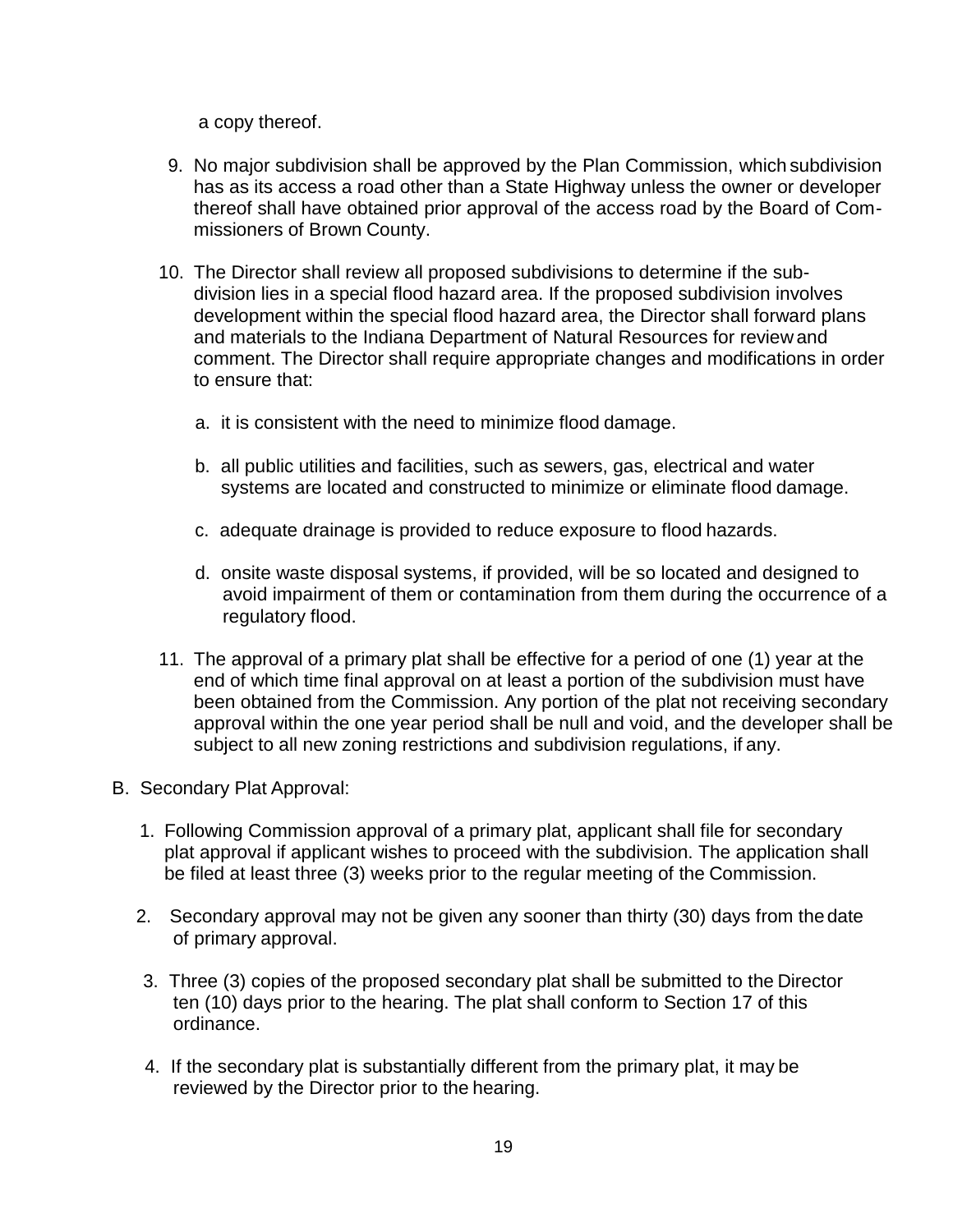a copy thereof.

9. No major subdivision shall be approved by the Plan Commission, which subdivision has as its access a road other than a State Highway unless the owner or developer thereof shall have obtained prior approval of the access road by the Board of Commissioners of Brown County.

10. The Director shall review all proposed subdivisions to determine if the subdivision lies in a special flood hazard area. If the proposed subdivision involves development within the special flood hazard area, the Director shall forward plans and materials to the Indiana Department of Natural Resources for review and comment. The Director shall require appropriate changes and modifications in order to ensure that:

    a. it is consistent with the need to minimize flood damage.

    b. all public utilities and facilities, such as sewers, gas, electrical and water systems are located and constructed to minimize or eliminate flood damage.

    c. adequate drainage is provided to reduce exposure to flood hazards.

    d. onsite waste disposal systems, if provided, will be so located and designed to avoid impairment of them or contamination from them during the occurrence of a regulatory flood.

11. The approval of a primary plat shall be effective for a period of one (1) year at the end of which time final approval on at least a portion of the subdivision must have been obtained from the Commission. Any portion of the plat not receiving secondary approval within the one year period shall be null and void, and the developer shall be subject to all new zoning restrictions and subdivision regulations, if any.

B. Secondary Plat Approval:

1. Following Commission approval of a primary plat, applicant shall file for secondary plat approval if applicant wishes to proceed with the subdivision. The application shall be filed at least three (3) weeks prior to the regular meeting of the Commission.

2. Secondary approval may not be given any sooner than thirty (30) days from the date of primary approval.

3. Three (3) copies of the proposed secondary plat shall be submitted to the Director ten (10) days prior to the hearing. The plat shall conform to Section 17 of this ordinance.

4. If the secondary plat is substantially different from the primary plat, it may be reviewed by the Director prior to the hearing.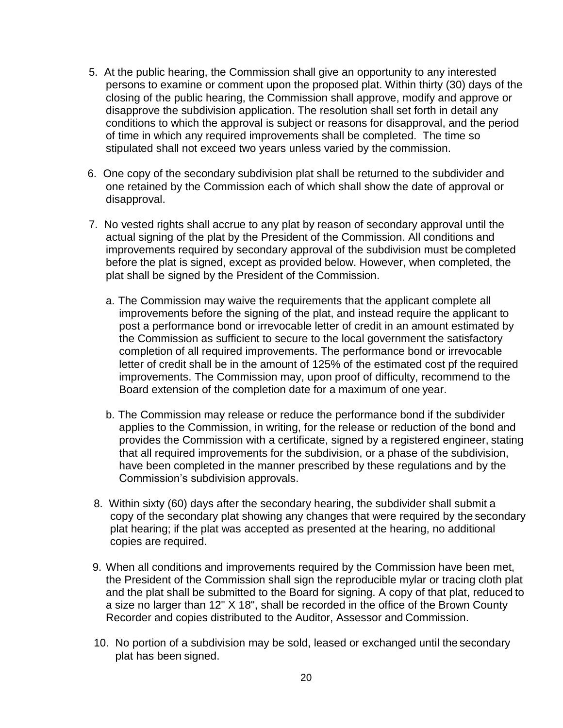5. At the public hearing, the Commission shall give an opportunity to any interested persons to examine or comment upon the proposed plat. Within thirty (30) days of the closing of the public hearing, the Commission shall approve, modify and approve or disapprove the subdivision application. The resolution shall set forth in detail any conditions to which the approval is subject or reasons for disapproval, and the period of time in which any required improvements shall be completed. The time so stipulated shall not exceed two years unless varied by the commission.

6. One copy of the secondary subdivision plat shall be returned to the subdivider and one retained by the Commission each of which shall show the date of approval or disapproval.

7. No vested rights shall accrue to any plat by reason of secondary approval until the actual signing of the plat by the President of the Commission. All conditions and improvements required by secondary approval of the subdivision must be completed before the plat is signed, except as provided below. However, when completed, the plat shall be signed by the President of the Commission.

   a. The Commission may waive the requirements that the applicant complete all improvements before the signing of the plat, and instead require the applicant to post a performance bond or irrevocable letter of credit in an amount estimated by the Commission as sufficient to secure to the local government the satisfactory completion of all required improvements. The performance bond or irrevocable letter of credit shall be in the amount of 125% of the estimated cost pf the required improvements. The Commission may, upon proof of difficulty, recommend to the Board extension of the completion date for a maximum of one year.

   b. The Commission may release or reduce the performance bond if the subdivider applies to the Commission, in writing, for the release or reduction of the bond and provides the Commission with a certificate, signed by a registered engineer, stating that all required improvements for the subdivision, or a phase of the subdivision, have been completed in the manner prescribed by these regulations and by the Commission's subdivision approvals.

8. Within sixty (60) days after the secondary hearing, the subdivider shall submit a copy of the secondary plat showing any changes that were required by the secondary plat hearing; if the plat was accepted as presented at the hearing, no additional copies are required.

9. When all conditions and improvements required by the Commission have been met, the President of the Commission shall sign the reproducible mylar or tracing cloth plat and the plat shall be submitted to the Board for signing. A copy of that plat, reduced to a size no larger than 12" X 18", shall be recorded in the office of the Brown County Recorder and copies distributed to the Auditor, Assessor and Commission.

10. No portion of a subdivision may be sold, leased or exchanged until the secondary plat has been signed.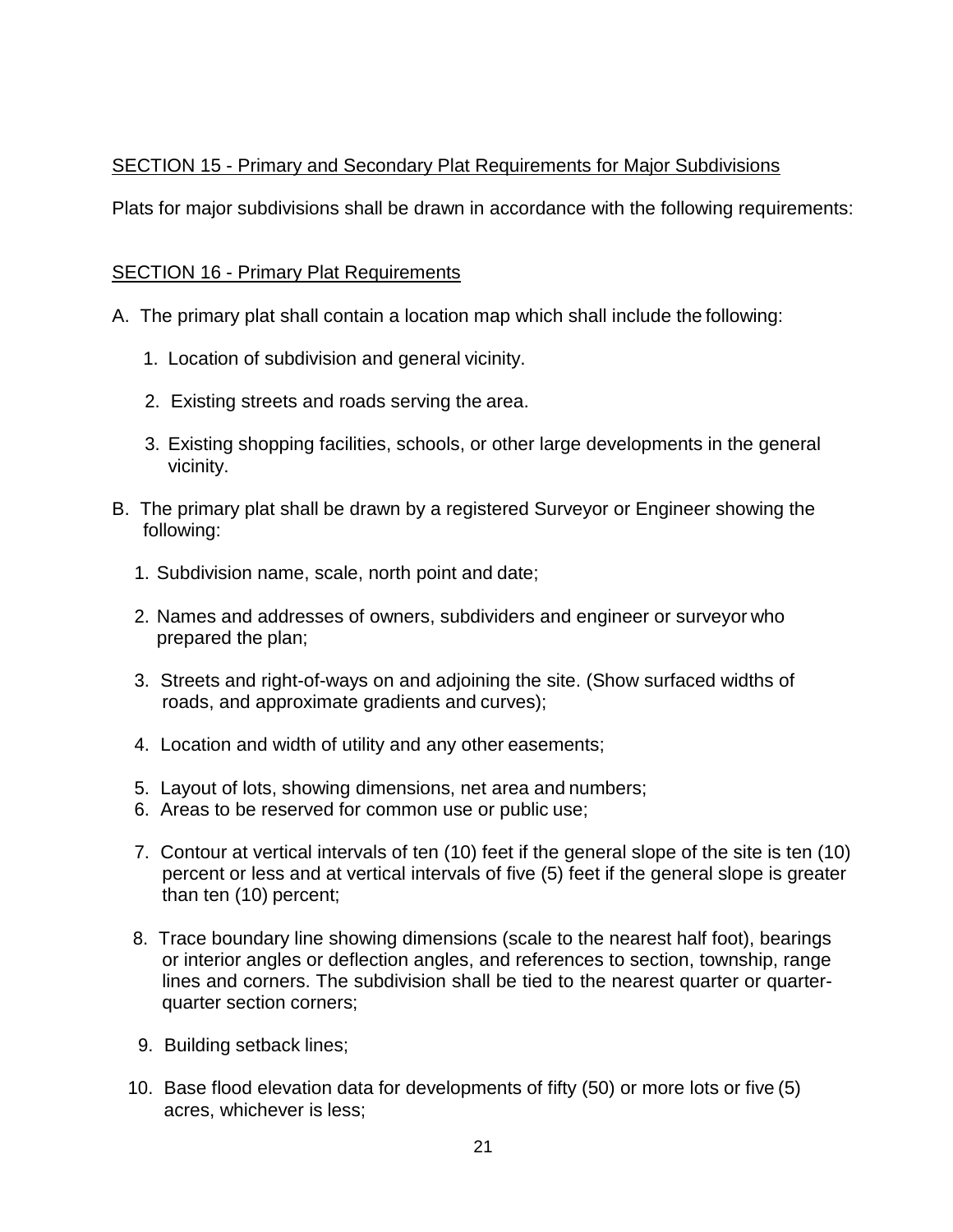## SECTION 15 - Primary and Secondary Plat Requirements for Major Subdivisions

Plats for major subdivisions shall be drawn in accordance with the following requirements:

## SECTION 16 - Primary Plat Requirements

A. The primary plat shall contain a location map which shall include the following:

1. Location of subdivision and general vicinity.

2. Existing streets and roads serving the area.

3. Existing shopping facilities, schools, or other large developments in the general vicinity.

B. The primary plat shall be drawn by a registered Surveyor or Engineer showing the following:

1. Subdivision name, scale, north point and date;

2. Names and addresses of owners, subdividers and engineer or surveyor who prepared the plan;

3. Streets and right-of-ways on and adjoining the site. (Show surfaced widths of roads, and approximate gradients and curves);

4. Location and width of utility and any other easements;

5. Layout of lots, showing dimensions, net area and numbers;

6. Areas to be reserved for common use or public use;

7. Contour at vertical intervals of ten (10) feet if the general slope of the site is ten (10) percent or less and at vertical intervals of five (5) feet if the general slope is greater than ten (10) percent;

8. Trace boundary line showing dimensions (scale to the nearest half foot), bearings or interior angles or deflection angles, and references to section, township, range lines and corners. The subdivision shall be tied to the nearest quarter or quarter-quarter section corners;

9. Building setback lines;

10. Base flood elevation data for developments of fifty (50) or more lots or five (5) acres, whichever is less;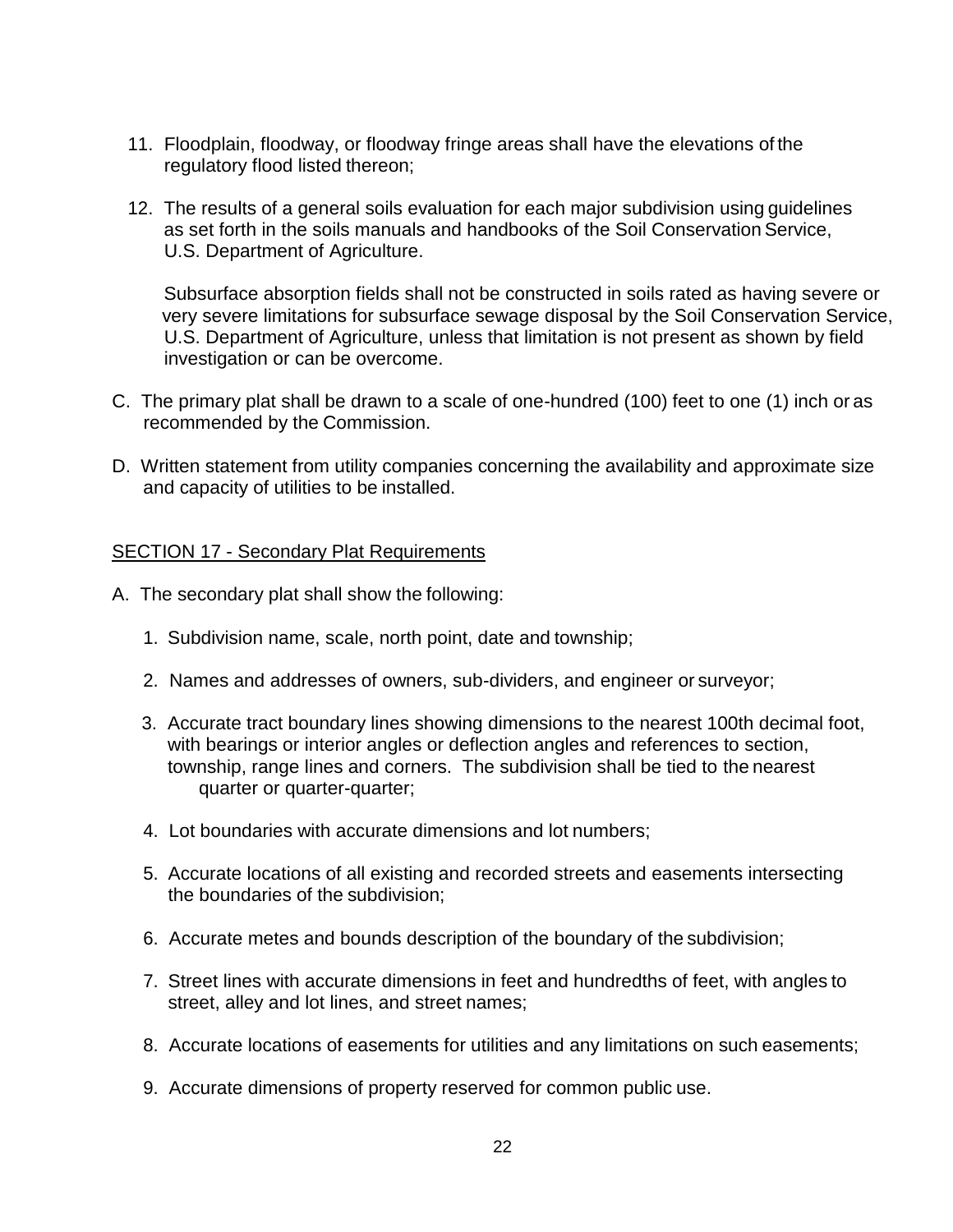11. Floodplain, floodway, or floodway fringe areas shall have the elevations of the regulatory flood listed thereon;

12. The results of a general soils evaluation for each major subdivision using guidelines as set forth in the soils manuals and handbooks of the Soil Conservation Service, U.S. Department of Agriculture.

    Subsurface absorption fields shall not be constructed in soils rated as having severe or very severe limitations for subsurface sewage disposal by the Soil Conservation Service, U.S. Department of Agriculture, unless that limitation is not present as shown by field investigation or can be overcome.

C. The primary plat shall be drawn to a scale of one-hundred (100) feet to one (1) inch or as recommended by the Commission.

D. Written statement from utility companies concerning the availability and approximate size and capacity of utilities to be installed.

## SECTION 17 - Secondary Plat Requirements

A. The secondary plat shall show the following:

1. Subdivision name, scale, north point, date and township;

2. Names and addresses of owners, sub-dividers, and engineer or surveyor;

3. Accurate tract boundary lines showing dimensions to the nearest 100th decimal foot, with bearings or interior angles or deflection angles and references to section, township, range lines and corners. The subdivision shall be tied to the nearest quarter or quarter-quarter;

4. Lot boundaries with accurate dimensions and lot numbers;

5. Accurate locations of all existing and recorded streets and easements intersecting the boundaries of the subdivision;

6. Accurate metes and bounds description of the boundary of the subdivision;

7. Street lines with accurate dimensions in feet and hundredths of feet, with angles to street, alley and lot lines, and street names;

8. Accurate locations of easements for utilities and any limitations on such easements;

9. Accurate dimensions of property reserved for common public use.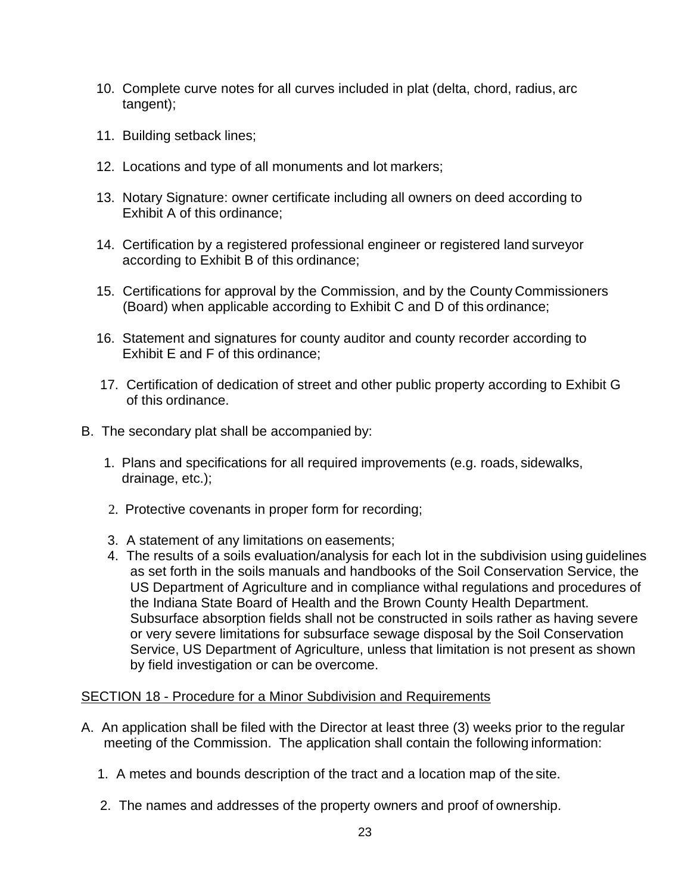10. Complete curve notes for all curves included in plat (delta, chord, radius, arc tangent);

11. Building setback lines;

12. Locations and type of all monuments and lot markers;

13. Notary Signature: owner certificate including all owners on deed according to Exhibit A of this ordinance;

14. Certification by a registered professional engineer or registered land surveyor according to Exhibit B of this ordinance;

15. Certifications for approval by the Commission, and by the County Commissioners (Board) when applicable according to Exhibit C and D of this ordinance;

16. Statement and signatures for county auditor and county recorder according to Exhibit E and F of this ordinance;

17. Certification of dedication of street and other public property according to Exhibit G of this ordinance.

B. The secondary plat shall be accompanied by:

1. Plans and specifications for all required improvements (e.g. roads, sidewalks, drainage, etc.);

2. Protective covenants in proper form for recording;

3. A statement of any limitations on easements;
4. The results of a soils evaluation/analysis for each lot in the subdivision using guidelines as set forth in the soils manuals and handbooks of the Soil Conservation Service, the US Department of Agriculture and in compliance withal regulations and procedures of the Indiana State Board of Health and the Brown County Health Department. Subsurface absorption fields shall not be constructed in soils rather as having severe or very severe limitations for subsurface sewage disposal by the Soil Conservation Service, US Department of Agriculture, unless that limitation is not present as shown by field investigation or can be overcome.

<u>SECTION 18 - Procedure for a Minor Subdivision and Requirements</u>

A. An application shall be filed with the Director at least three (3) weeks prior to the regular meeting of the Commission. The application shall contain the following information:

1. A metes and bounds description of the tract and a location map of the site.

2. The names and addresses of the property owners and proof of ownership.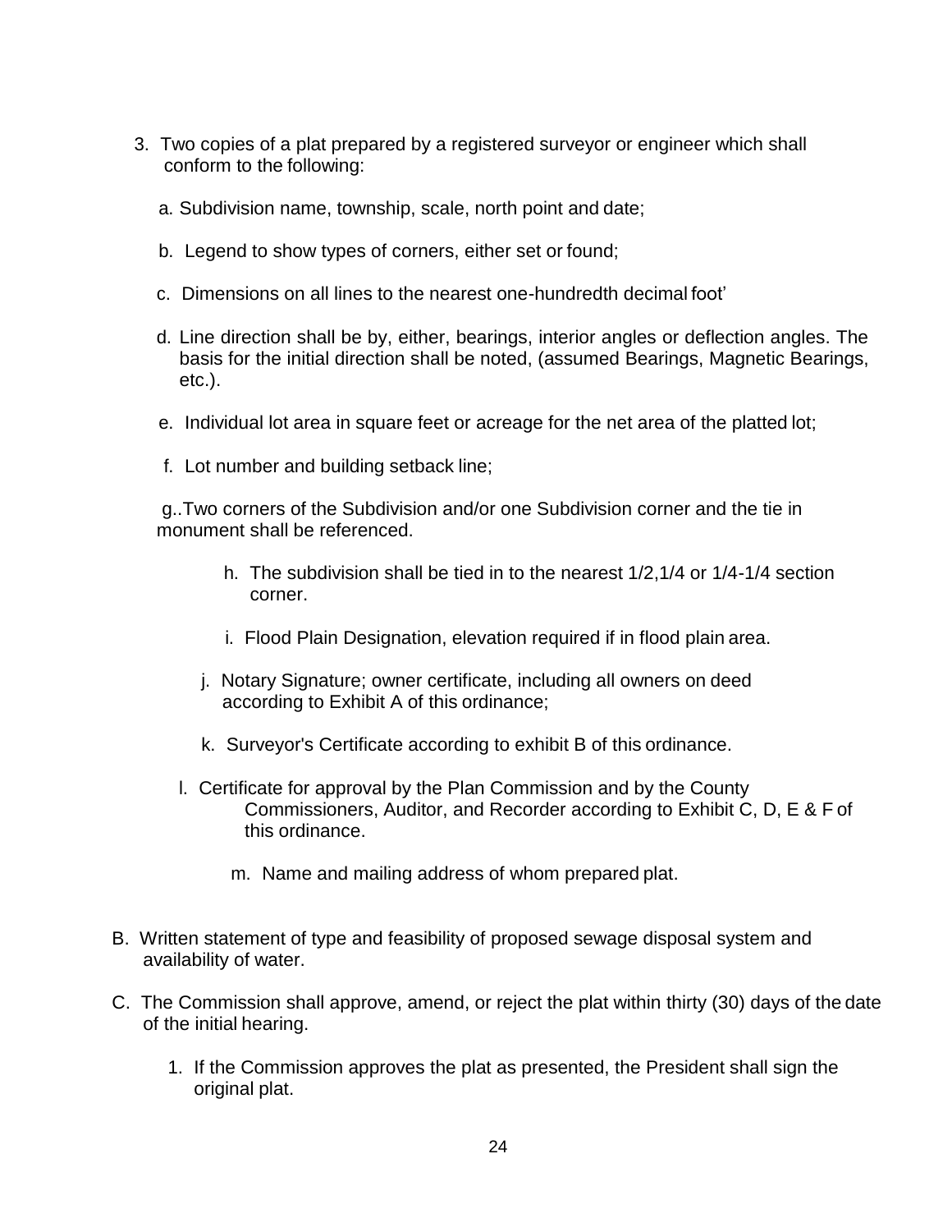3. Two copies of a plat prepared by a registered surveyor or engineer which shall conform to the following:

   a. Subdivision name, township, scale, north point and date;

   b. Legend to show types of corners, either set or found;

   c. Dimensions on all lines to the nearest one-hundredth decimal foot'

   d. Line direction shall be by, either, bearings, interior angles or deflection angles. The basis for the initial direction shall be noted, (assumed Bearings, Magnetic Bearings, etc.).

   e. Individual lot area in square feet or acreage for the net area of the platted lot;

   f. Lot number and building setback line;

   g..Two corners of the Subdivision and/or one Subdivision corner and the tie in monument shall be referenced.

   h. The subdivision shall be tied in to the nearest 1/2,1/4 or 1/4-1/4 section corner.

   i. Flood Plain Designation, elevation required if in flood plain area.

   j. Notary Signature; owner certificate, including all owners on deed according to Exhibit A of this ordinance;

   k. Surveyor's Certificate according to exhibit B of this ordinance.

   l. Certificate for approval by the Plan Commission and by the County Commissioners, Auditor, and Recorder according to Exhibit C, D, E & F of this ordinance.

   m. Name and mailing address of whom prepared plat.

B. Written statement of type and feasibility of proposed sewage disposal system and availability of water.

C. The Commission shall approve, amend, or reject the plat within thirty (30) days of the date of the initial hearing.

   1. If the Commission approves the plat as presented, the President shall sign the original plat.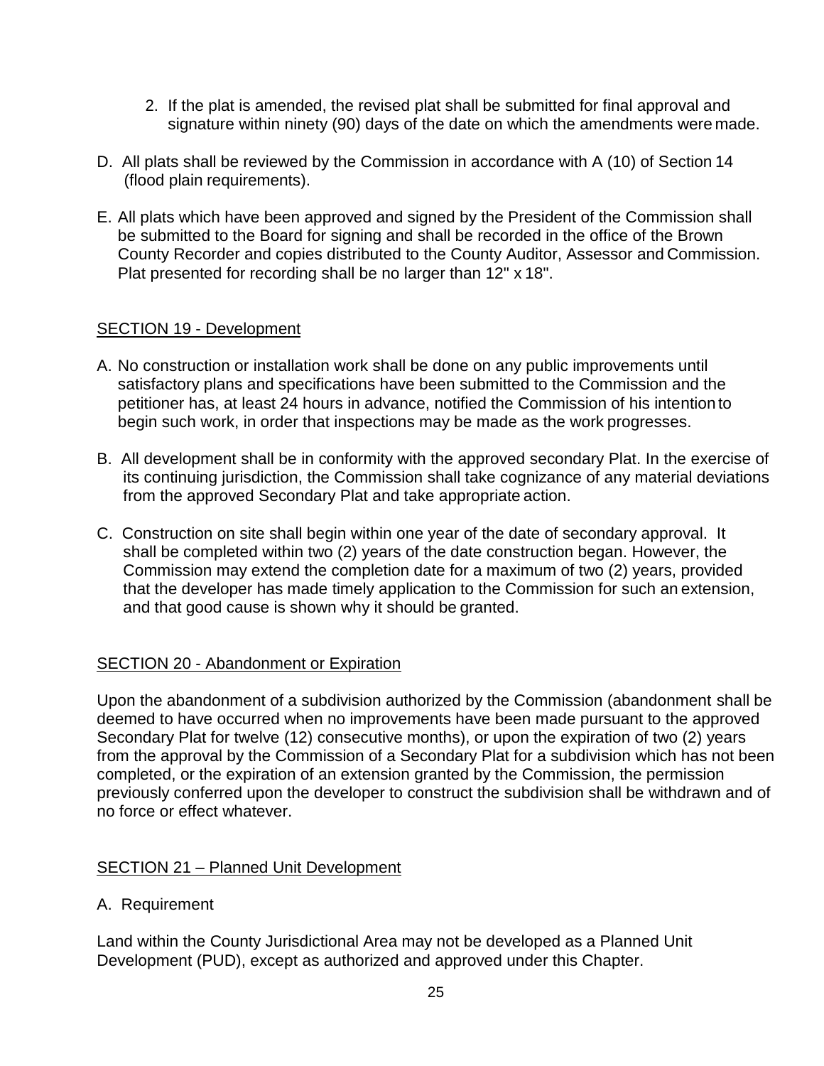2. If the plat is amended, the revised plat shall be submitted for final approval and signature within ninety (90) days of the date on which the amendments were made.

D. All plats shall be reviewed by the Commission in accordance with A (10) of Section 14 (flood plain requirements).

E. All plats which have been approved and signed by the President of the Commission shall be submitted to the Board for signing and shall be recorded in the office of the Brown County Recorder and copies distributed to the County Auditor, Assessor and Commission. Plat presented for recording shall be no larger than 12" x 18".

## SECTION 19 - Development

A. No construction or installation work shall be done on any public improvements until satisfactory plans and specifications have been submitted to the Commission and the petitioner has, at least 24 hours in advance, notified the Commission of his intention to begin such work, in order that inspections may be made as the work progresses.

B. All development shall be in conformity with the approved secondary Plat. In the exercise of its continuing jurisdiction, the Commission shall take cognizance of any material deviations from the approved Secondary Plat and take appropriate action.

C. Construction on site shall begin within one year of the date of secondary approval. It shall be completed within two (2) years of the date construction began. However, the Commission may extend the completion date for a maximum of two (2) years, provided that the developer has made timely application to the Commission for such an extension, and that good cause is shown why it should be granted.

## SECTION 20 - Abandonment or Expiration

Upon the abandonment of a subdivision authorized by the Commission (abandonment shall be deemed to have occurred when no improvements have been made pursuant to the approved Secondary Plat for twelve (12) consecutive months), or upon the expiration of two (2) years from the approval by the Commission of a Secondary Plat for a subdivision which has not been completed, or the expiration of an extension granted by the Commission, the permission previously conferred upon the developer to construct the subdivision shall be withdrawn and of no force or effect whatever.

## SECTION 21 – Planned Unit Development

A. Requirement

Land within the County Jurisdictional Area may not be developed as a Planned Unit Development (PUD), except as authorized and approved under this Chapter.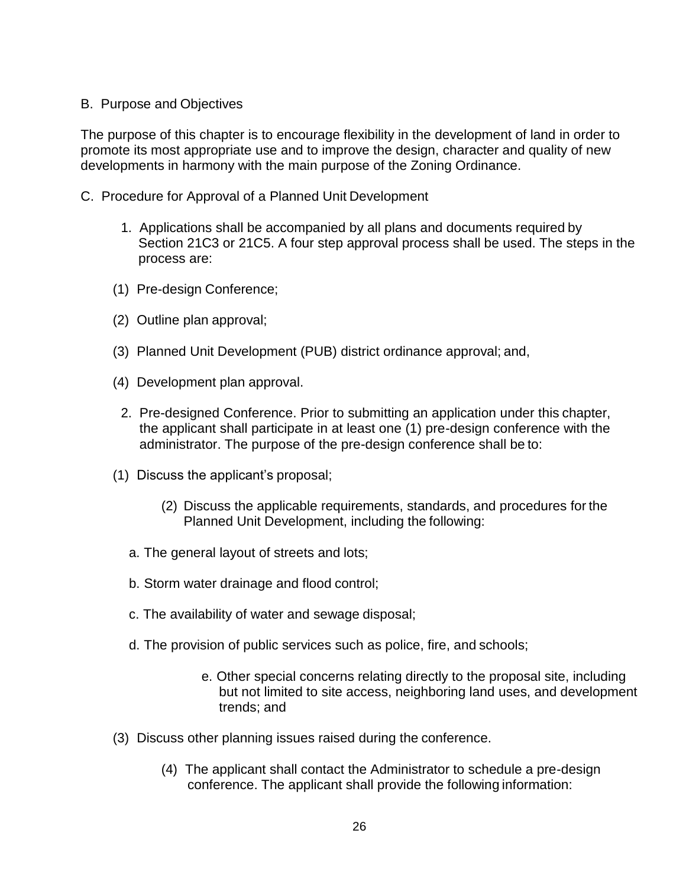B. Purpose and Objectives

The purpose of this chapter is to encourage flexibility in the development of land in order to promote its most appropriate use and to improve the design, character and quality of new developments in harmony with the main purpose of the Zoning Ordinance.

C. Procedure for Approval of a Planned Unit Development

1. Applications shall be accompanied by all plans and documents required by Section 21C3 or 21C5. A four step approval process shall be used. The steps in the process are:

(1) Pre-design Conference;

(2) Outline plan approval;

(3) Planned Unit Development (PUB) district ordinance approval; and,

(4) Development plan approval.

2. Pre-designed Conference. Prior to submitting an application under this chapter, the applicant shall participate in at least one (1) pre-design conference with the administrator. The purpose of the pre-design conference shall be to:

(1) Discuss the applicant's proposal;

(2) Discuss the applicable requirements, standards, and procedures for the Planned Unit Development, including the following:

a. The general layout of streets and lots;

b. Storm water drainage and flood control;

c. The availability of water and sewage disposal;

d. The provision of public services such as police, fire, and schools;

e. Other special concerns relating directly to the proposal site, including but not limited to site access, neighboring land uses, and development trends; and

(3) Discuss other planning issues raised during the conference.

(4) The applicant shall contact the Administrator to schedule a pre-design conference. The applicant shall provide the following information: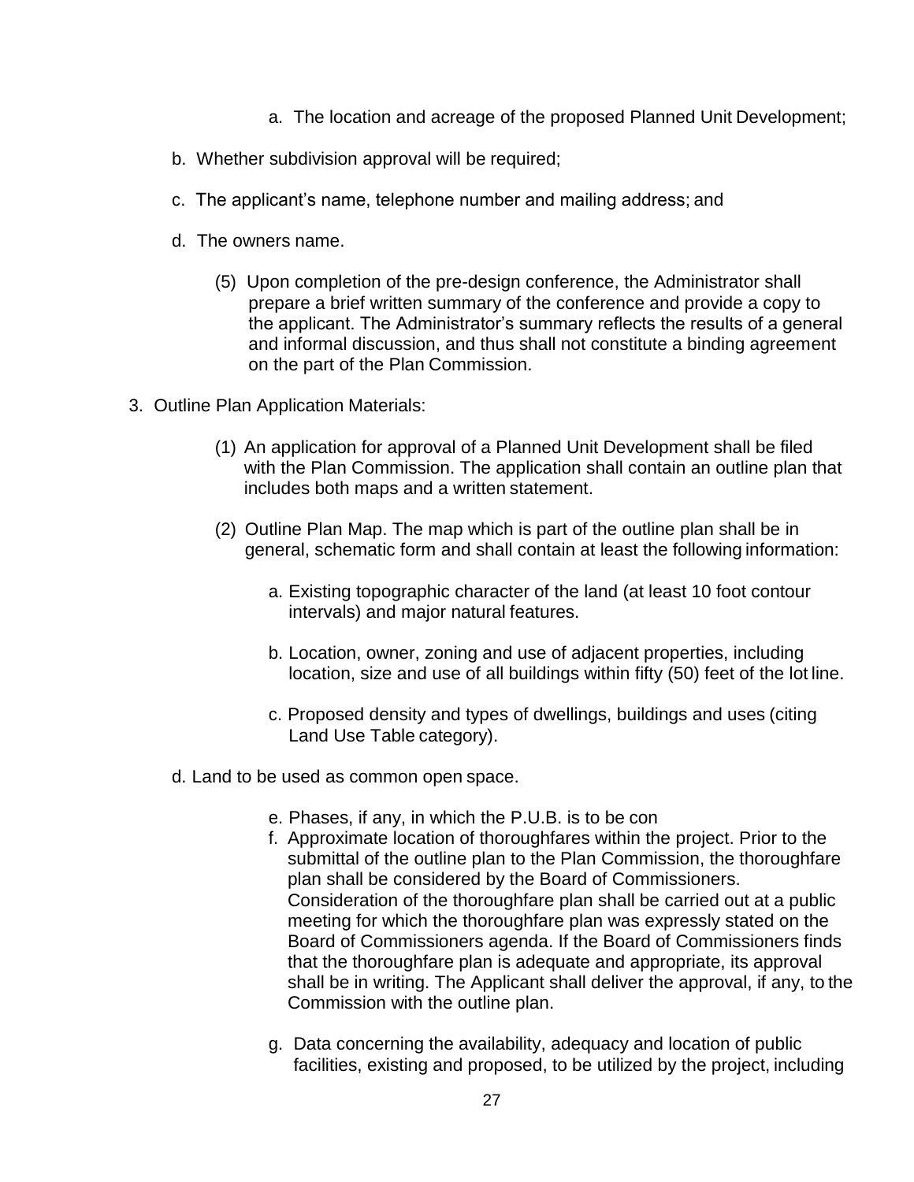a. The location and acreage of the proposed Planned Unit Development;

b. Whether subdivision approval will be required;

c. The applicant's name, telephone number and mailing address; and

d. The owners name.

(5) Upon completion of the pre-design conference, the Administrator shall prepare a brief written summary of the conference and provide a copy to the applicant. The Administrator's summary reflects the results of a general and informal discussion, and thus shall not constitute a binding agreement on the part of the Plan Commission.

3. Outline Plan Application Materials:

(1) An application for approval of a Planned Unit Development shall be filed with the Plan Commission. The application shall contain an outline plan that includes both maps and a written statement.

(2) Outline Plan Map. The map which is part of the outline plan shall be in general, schematic form and shall contain at least the following information:

a. Existing topographic character of the land (at least 10 foot contour intervals) and major natural features.

b. Location, owner, zoning and use of adjacent properties, including location, size and use of all buildings within fifty (50) feet of the lot line.

c. Proposed density and types of dwellings, buildings and uses (citing Land Use Table category).

d. Land to be used as common open space.

e. Phases, if any, in which the P.U.B. is to be con

f. Approximate location of thoroughfares within the project. Prior to the submittal of the outline plan to the Plan Commission, the thoroughfare plan shall be considered by the Board of Commissioners. Consideration of the thoroughfare plan shall be carried out at a public meeting for which the thoroughfare plan was expressly stated on the Board of Commissioners agenda. If the Board of Commissioners finds that the thoroughfare plan is adequate and appropriate, its approval shall be in writing. The Applicant shall deliver the approval, if any, to the Commission with the outline plan.

g. Data concerning the availability, adequacy and location of public facilities, existing and proposed, to be utilized by the project, including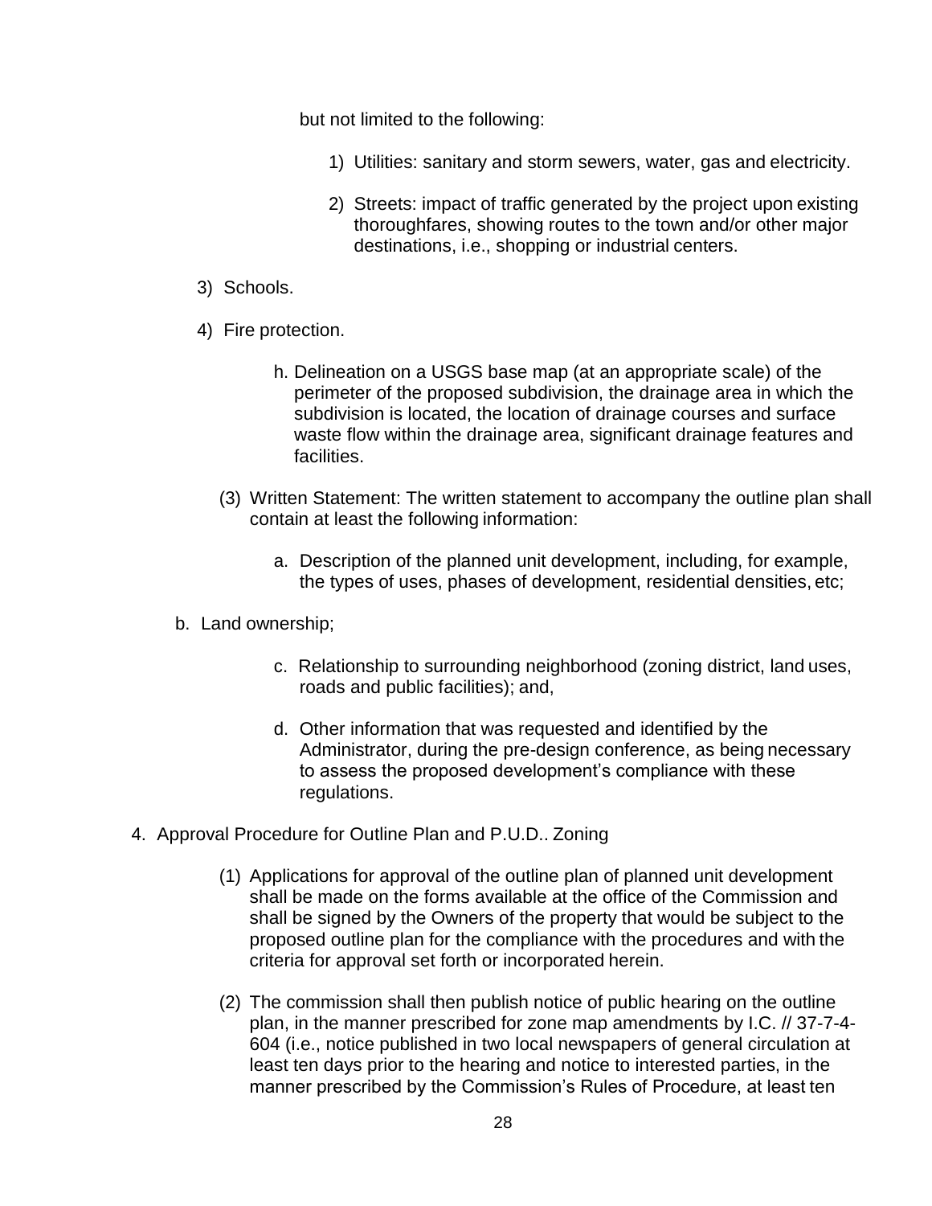but not limited to the following:

1) Utilities: sanitary and storm sewers, water, gas and electricity.

2) Streets: impact of traffic generated by the project upon existing thoroughfares, showing routes to the town and/or other major destinations, i.e., shopping or industrial centers.

3) Schools.

4) Fire protection.

h. Delineation on a USGS base map (at an appropriate scale) of the perimeter of the proposed subdivision, the drainage area in which the subdivision is located, the location of drainage courses and surface waste flow within the drainage area, significant drainage features and facilities.

(3) Written Statement: The written statement to accompany the outline plan shall contain at least the following information:

a. Description of the planned unit development, including, for example, the types of uses, phases of development, residential densities, etc;

b. Land ownership;

c. Relationship to surrounding neighborhood (zoning district, land uses, roads and public facilities); and,

d. Other information that was requested and identified by the Administrator, during the pre-design conference, as being necessary to assess the proposed development's compliance with these regulations.

4. Approval Procedure for Outline Plan and P.U.D.. Zoning

(1) Applications for approval of the outline plan of planned unit development shall be made on the forms available at the office of the Commission and shall be signed by the Owners of the property that would be subject to the proposed outline plan for the compliance with the procedures and with the criteria for approval set forth or incorporated herein.

(2) The commission shall then publish notice of public hearing on the outline plan, in the manner prescribed for zone map amendments by I.C. // 37-7-4-604 (i.e., notice published in two local newspapers of general circulation at least ten days prior to the hearing and notice to interested parties, in the manner prescribed by the Commission's Rules of Procedure, at least ten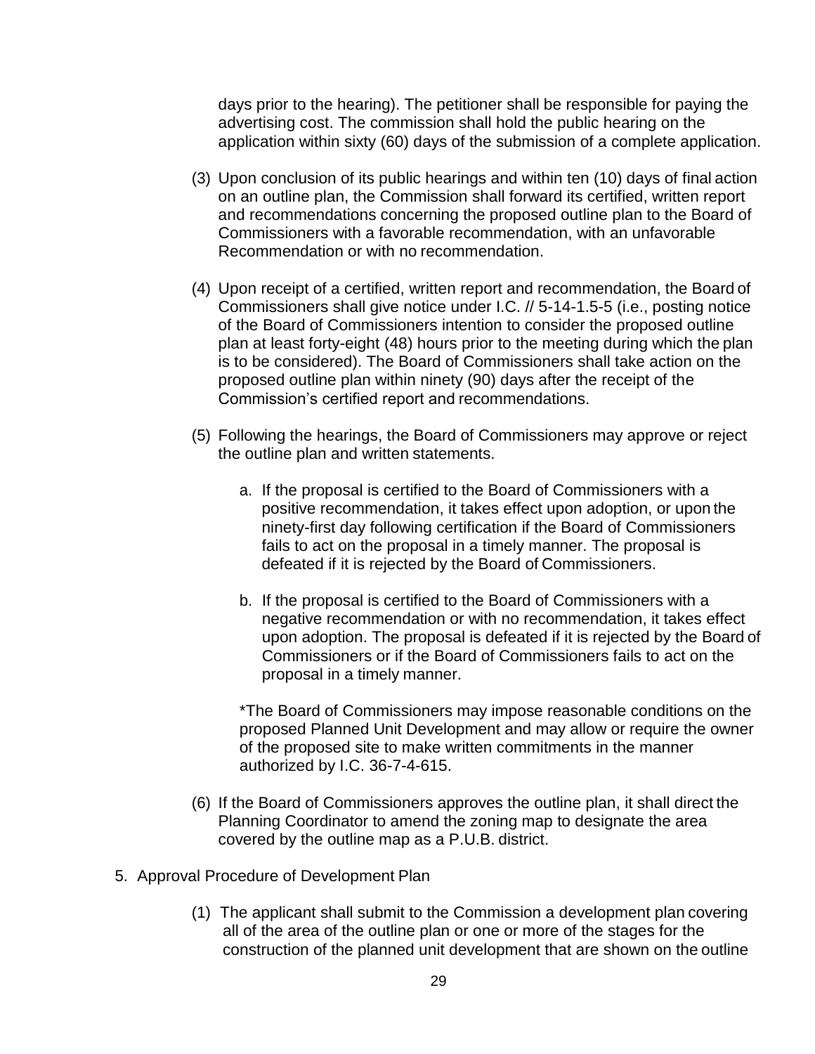days prior to the hearing). The petitioner shall be responsible for paying the advertising cost. The commission shall hold the public hearing on the application within sixty (60) days of the submission of a complete application.

(3) Upon conclusion of its public hearings and within ten (10) days of final action on an outline plan, the Commission shall forward its certified, written report and recommendations concerning the proposed outline plan to the Board of Commissioners with a favorable recommendation, with an unfavorable Recommendation or with no recommendation.

(4) Upon receipt of a certified, written report and recommendation, the Board of Commissioners shall give notice under I.C. // 5-14-1.5-5 (i.e., posting notice of the Board of Commissioners intention to consider the proposed outline plan at least forty-eight (48) hours prior to the meeting during which the plan is to be considered). The Board of Commissioners shall take action on the proposed outline plan within ninety (90) days after the receipt of the Commission's certified report and recommendations.

(5) Following the hearings, the Board of Commissioners may approve or reject the outline plan and written statements.

   a. If the proposal is certified to the Board of Commissioners with a positive recommendation, it takes effect upon adoption, or upon the ninety-first day following certification if the Board of Commissioners fails to act on the proposal in a timely manner. The proposal is defeated if it is rejected by the Board of Commissioners.

   b. If the proposal is certified to the Board of Commissioners with a negative recommendation or with no recommendation, it takes effect upon adoption. The proposal is defeated if it is rejected by the Board of Commissioners or if the Board of Commissioners fails to act on the proposal in a timely manner.

   *The Board of Commissioners may impose reasonable conditions on the proposed Planned Unit Development and may allow or require the owner of the proposed site to make written commitments in the manner authorized by I.C. 36-7-4-615.

(6) If the Board of Commissioners approves the outline plan, it shall direct the Planning Coordinator to amend the zoning map to designate the area covered by the outline map as a P.U.B. district.

5. Approval Procedure of Development Plan

   (1) The applicant shall submit to the Commission a development plan covering all of the area of the outline plan or one or more of the stages for the construction of the planned unit development that are shown on the outline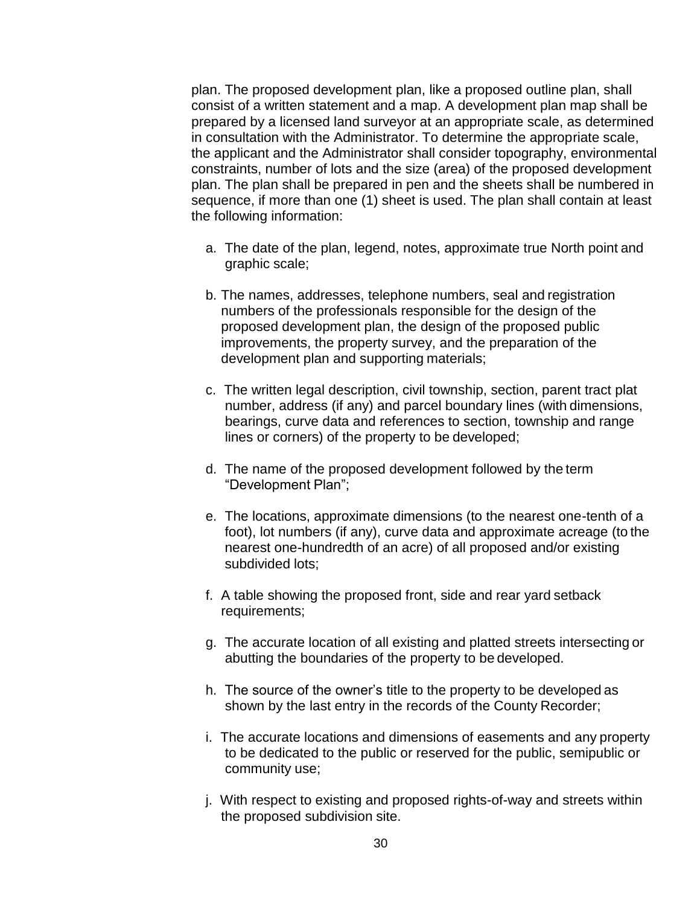plan. The proposed development plan, like a proposed outline plan, shall consist of a written statement and a map. A development plan map shall be prepared by a licensed land surveyor at an appropriate scale, as determined in consultation with the Administrator. To determine the appropriate scale, the applicant and the Administrator shall consider topography, environmental constraints, number of lots and the size (area) of the proposed development plan. The plan shall be prepared in pen and the sheets shall be numbered in sequence, if more than one (1) sheet is used. The plan shall contain at least the following information:

a. The date of the plan, legend, notes, approximate true North point and graphic scale;

b. The names, addresses, telephone numbers, seal and registration numbers of the professionals responsible for the design of the proposed development plan, the design of the proposed public improvements, the property survey, and the preparation of the development plan and supporting materials;

c. The written legal description, civil township, section, parent tract plat number, address (if any) and parcel boundary lines (with dimensions, bearings, curve data and references to section, township and range lines or corners) of the property to be developed;

d. The name of the proposed development followed by the term "Development Plan";

e. The locations, approximate dimensions (to the nearest one-tenth of a foot), lot numbers (if any), curve data and approximate acreage (to the nearest one-hundredth of an acre) of all proposed and/or existing subdivided lots;

f. A table showing the proposed front, side and rear yard setback requirements;

g. The accurate location of all existing and platted streets intersecting or abutting the boundaries of the property to be developed.

h. The source of the owner's title to the property to be developed as shown by the last entry in the records of the County Recorder;

i. The accurate locations and dimensions of easements and any property to be dedicated to the public or reserved for the public, semipublic or community use;

j. With respect to existing and proposed rights-of-way and streets within the proposed subdivision site.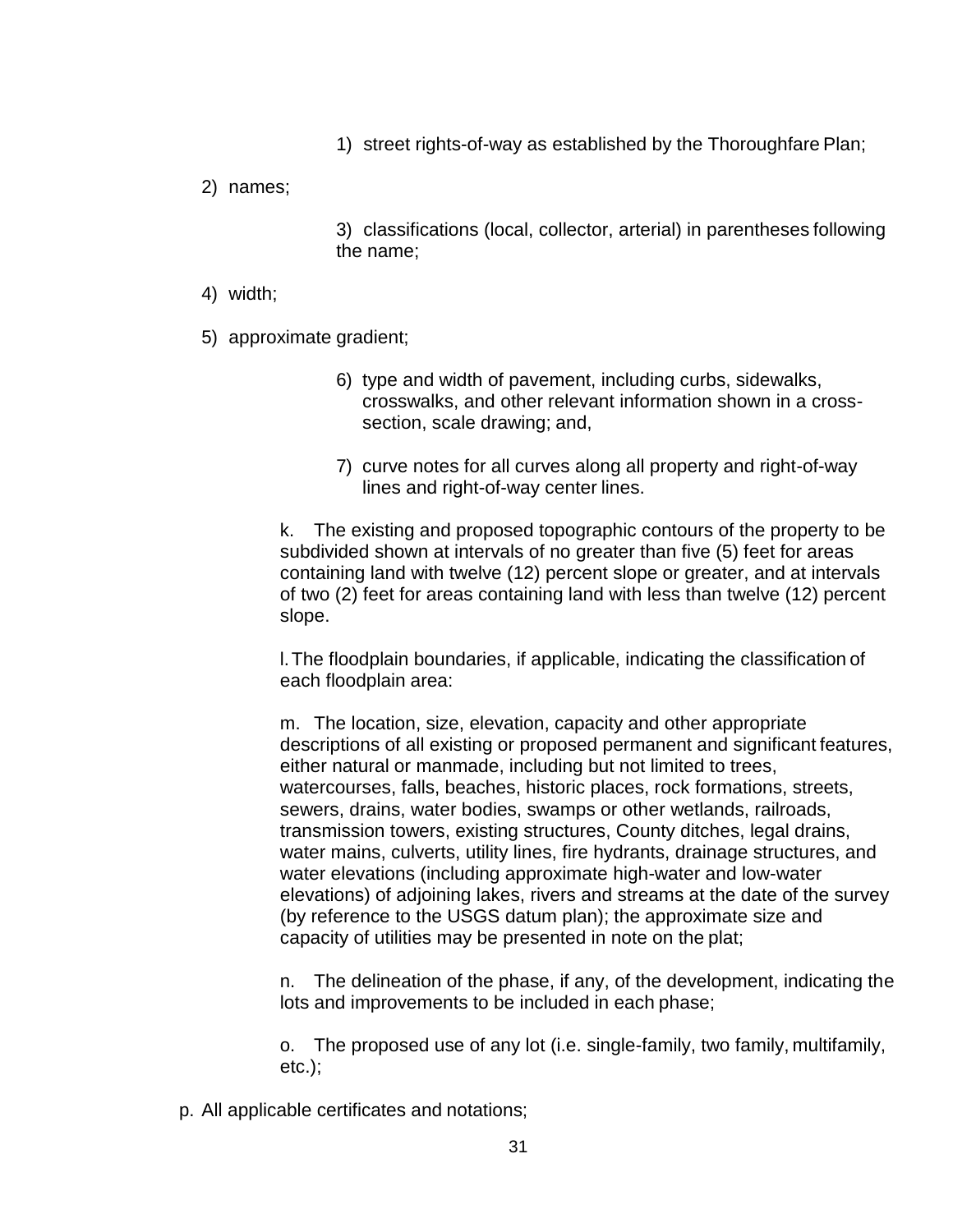1) street rights-of-way as established by the Thoroughfare Plan;

2) names;

3) classifications (local, collector, arterial) in parentheses following the name;

4) width;

5) approximate gradient;

6) type and width of pavement, including curbs, sidewalks, crosswalks, and other relevant information shown in a cross-section, scale drawing; and,

7) curve notes for all curves along all property and right-of-way lines and right-of-way center lines.

k. The existing and proposed topographic contours of the property to be subdivided shown at intervals of no greater than five (5) feet for areas containing land with twelve (12) percent slope or greater, and at intervals of two (2) feet for areas containing land with less than twelve (12) percent slope.

l. The floodplain boundaries, if applicable, indicating the classification of each floodplain area:

m. The location, size, elevation, capacity and other appropriate descriptions of all existing or proposed permanent and significant features, either natural or manmade, including but not limited to trees, watercourses, falls, beaches, historic places, rock formations, streets, sewers, drains, water bodies, swamps or other wetlands, railroads, transmission towers, existing structures, County ditches, legal drains, water mains, culverts, utility lines, fire hydrants, drainage structures, and water elevations (including approximate high-water and low-water elevations) of adjoining lakes, rivers and streams at the date of the survey (by reference to the USGS datum plan); the approximate size and capacity of utilities may be presented in note on the plat;

n. The delineation of the phase, if any, of the development, indicating the lots and improvements to be included in each phase;

o. The proposed use of any lot (i.e. single-family, two family, multifamily, etc.);

p. All applicable certificates and notations;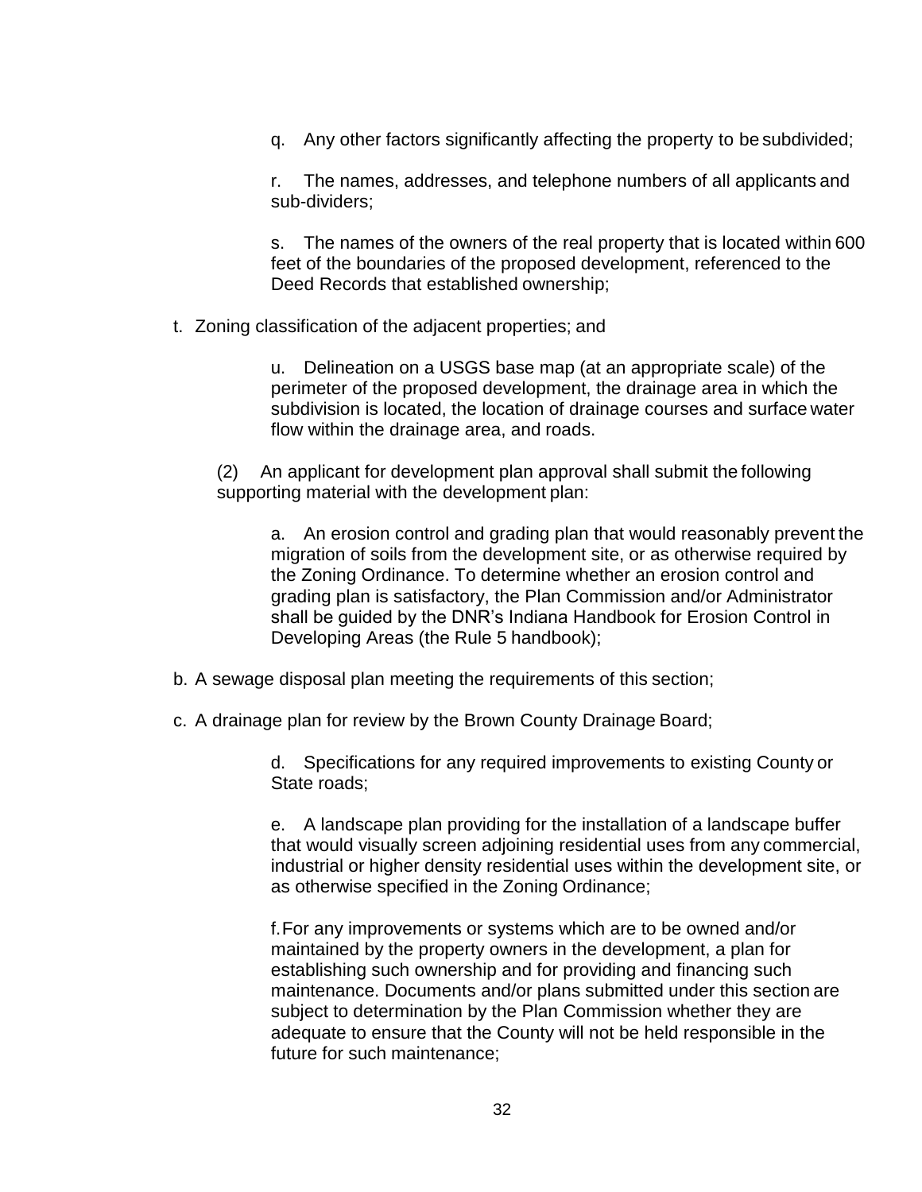q. Any other factors significantly affecting the property to be subdivided;

r. The names, addresses, and telephone numbers of all applicants and sub-dividers;

s. The names of the owners of the real property that is located within 600 feet of the boundaries of the proposed development, referenced to the Deed Records that established ownership;

t. Zoning classification of the adjacent properties; and

u. Delineation on a USGS base map (at an appropriate scale) of the perimeter of the proposed development, the drainage area in which the subdivision is located, the location of drainage courses and surface water flow within the drainage area, and roads.

(2) An applicant for development plan approval shall submit the following supporting material with the development plan:

a. An erosion control and grading plan that would reasonably prevent the migration of soils from the development site, or as otherwise required by the Zoning Ordinance. To determine whether an erosion control and grading plan is satisfactory, the Plan Commission and/or Administrator shall be guided by the DNR's Indiana Handbook for Erosion Control in Developing Areas (the Rule 5 handbook);

b. A sewage disposal plan meeting the requirements of this section;

c. A drainage plan for review by the Brown County Drainage Board;

d. Specifications for any required improvements to existing County or State roads;

e. A landscape plan providing for the installation of a landscape buffer that would visually screen adjoining residential uses from any commercial, industrial or higher density residential uses within the development site, or as otherwise specified in the Zoning Ordinance;

f. For any improvements or systems which are to be owned and/or maintained by the property owners in the development, a plan for establishing such ownership and for providing and financing such maintenance. Documents and/or plans submitted under this section are subject to determination by the Plan Commission whether they are adequate to ensure that the County will not be held responsible in the future for such maintenance;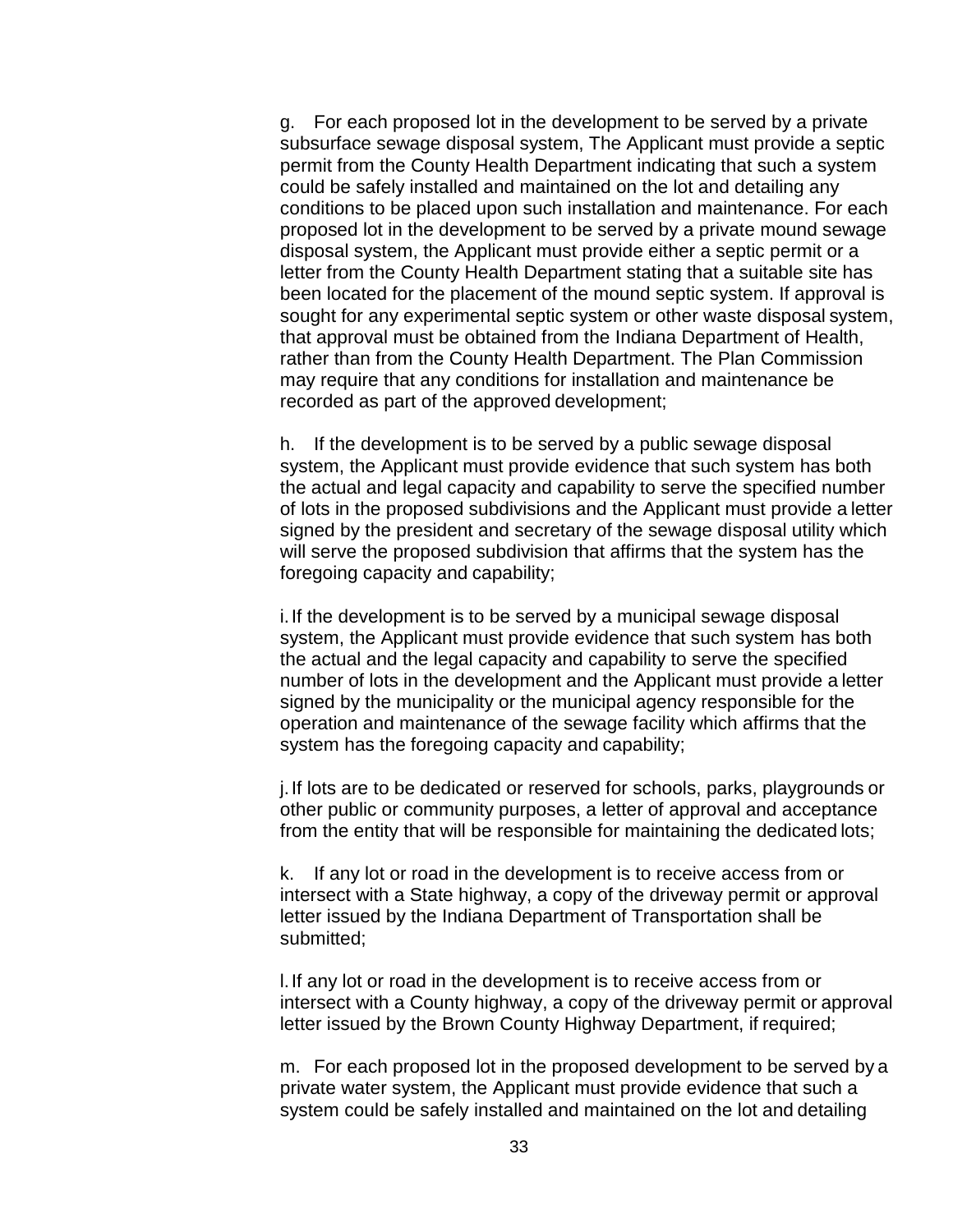g. For each proposed lot in the development to be served by a private subsurface sewage disposal system, The Applicant must provide a septic permit from the County Health Department indicating that such a system could be safely installed and maintained on the lot and detailing any conditions to be placed upon such installation and maintenance. For each proposed lot in the development to be served by a private mound sewage disposal system, the Applicant must provide either a septic permit or a letter from the County Health Department stating that a suitable site has been located for the placement of the mound septic system. If approval is sought for any experimental septic system or other waste disposal system, that approval must be obtained from the Indiana Department of Health, rather than from the County Health Department. The Plan Commission may require that any conditions for installation and maintenance be recorded as part of the approved development;

h. If the development is to be served by a public sewage disposal system, the Applicant must provide evidence that such system has both the actual and legal capacity and capability to serve the specified number of lots in the proposed subdivisions and the Applicant must provide a letter signed by the president and secretary of the sewage disposal utility which will serve the proposed subdivision that affirms that the system has the foregoing capacity and capability;

i. If the development is to be served by a municipal sewage disposal system, the Applicant must provide evidence that such system has both the actual and the legal capacity and capability to serve the specified number of lots in the development and the Applicant must provide a letter signed by the municipality or the municipal agency responsible for the operation and maintenance of the sewage facility which affirms that the system has the foregoing capacity and capability;

j. If lots are to be dedicated or reserved for schools, parks, playgrounds or other public or community purposes, a letter of approval and acceptance from the entity that will be responsible for maintaining the dedicated lots;

k. If any lot or road in the development is to receive access from or intersect with a State highway, a copy of the driveway permit or approval letter issued by the Indiana Department of Transportation shall be submitted;

l. If any lot or road in the development is to receive access from or intersect with a County highway, a copy of the driveway permit or approval letter issued by the Brown County Highway Department, if required;

m. For each proposed lot in the proposed development to be served by a private water system, the Applicant must provide evidence that such a system could be safely installed and maintained on the lot and detailing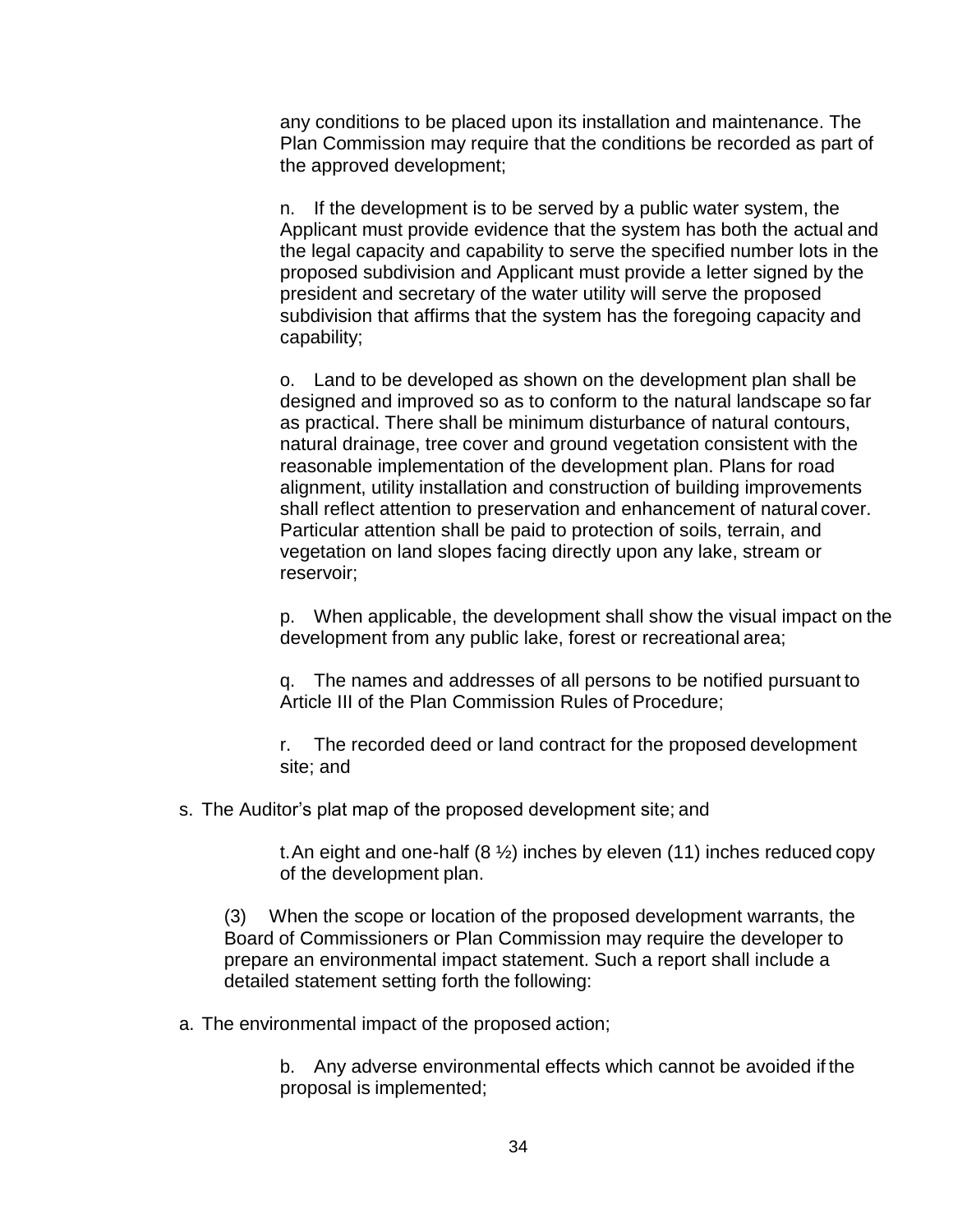any conditions to be placed upon its installation and maintenance. The Plan Commission may require that the conditions be recorded as part of the approved development;

n. If the development is to be served by a public water system, the Applicant must provide evidence that the system has both the actual and the legal capacity and capability to serve the specified number lots in the proposed subdivision and Applicant must provide a letter signed by the president and secretary of the water utility will serve the proposed subdivision that affirms that the system has the foregoing capacity and capability;

o. Land to be developed as shown on the development plan shall be designed and improved so as to conform to the natural landscape so far as practical. There shall be minimum disturbance of natural contours, natural drainage, tree cover and ground vegetation consistent with the reasonable implementation of the development plan. Plans for road alignment, utility installation and construction of building improvements shall reflect attention to preservation and enhancement of natural cover. Particular attention shall be paid to protection of soils, terrain, and vegetation on land slopes facing directly upon any lake, stream or reservoir;

p. When applicable, the development shall show the visual impact on the development from any public lake, forest or recreational area;

q. The names and addresses of all persons to be notified pursuant to Article III of the Plan Commission Rules of Procedure;

r. The recorded deed or land contract for the proposed development site; and

s. The Auditor's plat map of the proposed development site; and

t. An eight and one-half (8 ½) inches by eleven (11) inches reduced copy of the development plan.

(3) When the scope or location of the proposed development warrants, the Board of Commissioners or Plan Commission may require the developer to prepare an environmental impact statement. Such a report shall include a detailed statement setting forth the following:

a. The environmental impact of the proposed action;

b. Any adverse environmental effects which cannot be avoided if the proposal is implemented;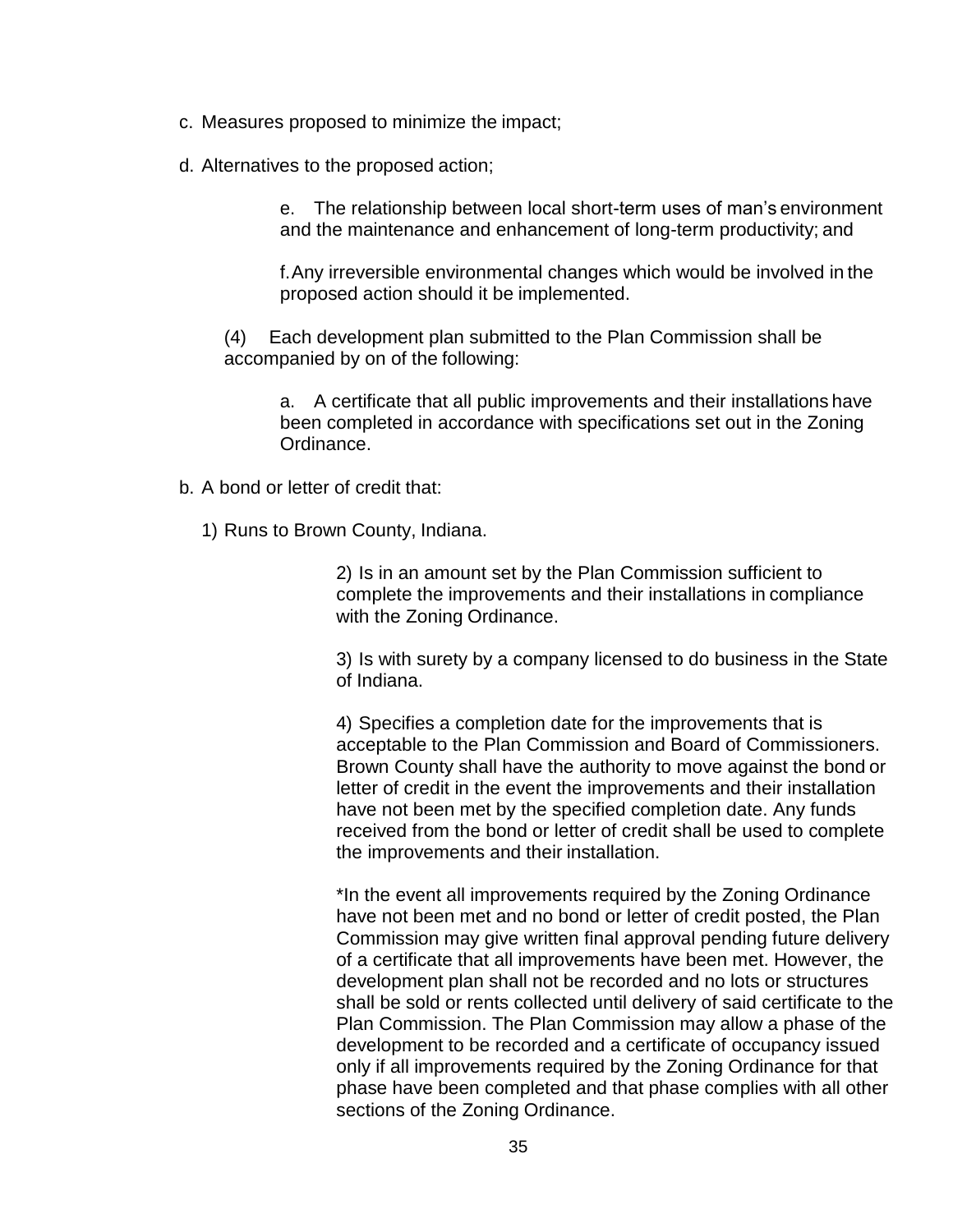c. Measures proposed to minimize the impact;

d. Alternatives to the proposed action;

e. The relationship between local short-term uses of man's environment and the maintenance and enhancement of long-term productivity; and

f. Any irreversible environmental changes which would be involved in the proposed action should it be implemented.

(4) Each development plan submitted to the Plan Commission shall be accompanied by on of the following:

a. A certificate that all public improvements and their installations have been completed in accordance with specifications set out in the Zoning Ordinance.

b. A bond or letter of credit that:

1) Runs to Brown County, Indiana.

2) Is in an amount set by the Plan Commission sufficient to complete the improvements and their installations in compliance with the Zoning Ordinance.

3) Is with surety by a company licensed to do business in the State of Indiana.

4) Specifies a completion date for the improvements that is acceptable to the Plan Commission and Board of Commissioners. Brown County shall have the authority to move against the bond or letter of credit in the event the improvements and their installation have not been met by the specified completion date. Any funds received from the bond or letter of credit shall be used to complete the improvements and their installation.

*In the event all improvements required by the Zoning Ordinance have not been met and no bond or letter of credit posted, the Plan Commission may give written final approval pending future delivery of a certificate that all improvements have been met. However, the development plan shall not be recorded and no lots or structures shall be sold or rents collected until delivery of said certificate to the Plan Commission. The Plan Commission may allow a phase of the development to be recorded and a certificate of occupancy issued only if all improvements required by the Zoning Ordinance for that phase have been completed and that phase complies with all other sections of the Zoning Ordinance.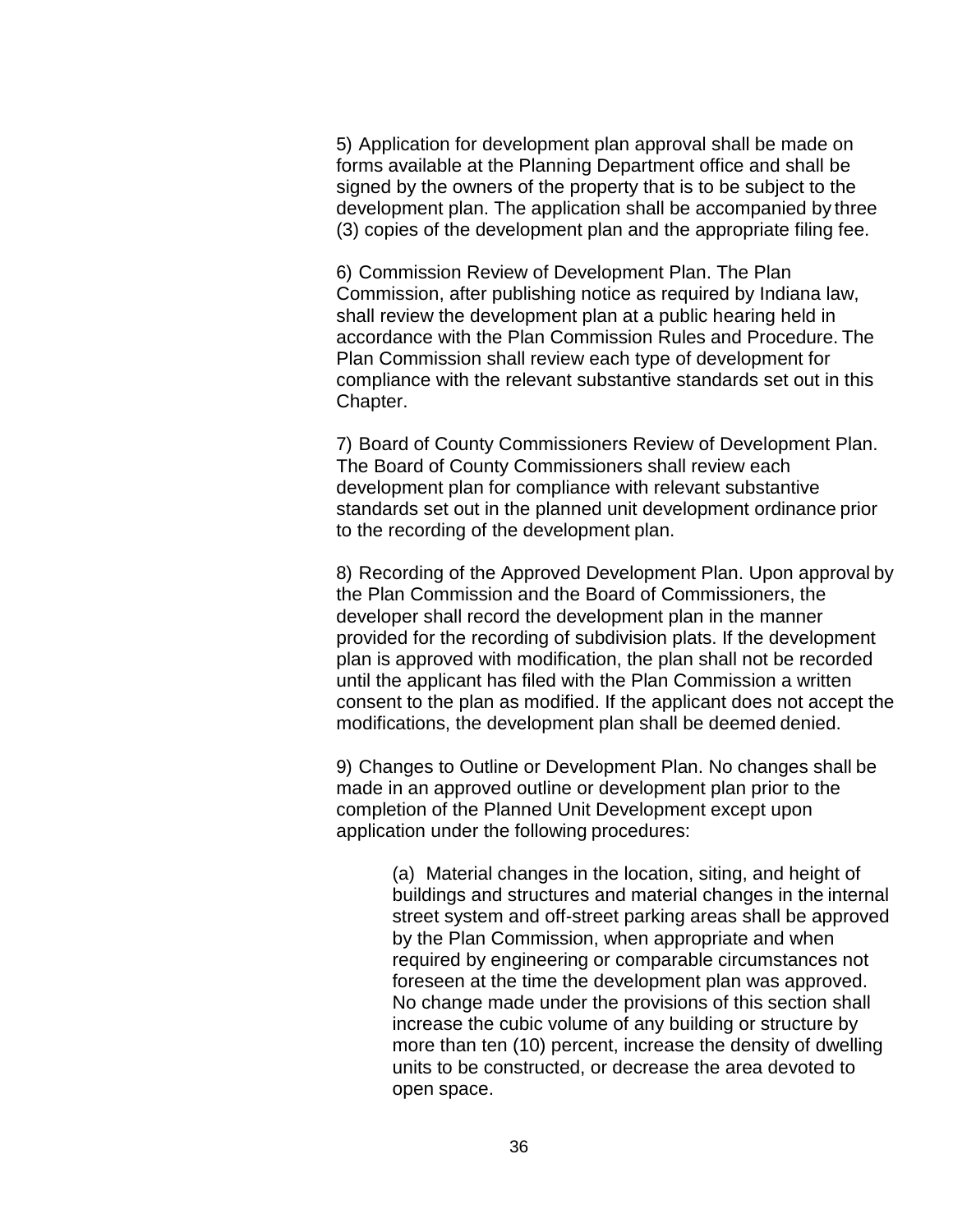5) Application for development plan approval shall be made on forms available at the Planning Department office and shall be signed by the owners of the property that is to be subject to the development plan. The application shall be accompanied by three (3) copies of the development plan and the appropriate filing fee.

6) Commission Review of Development Plan. The Plan Commission, after publishing notice as required by Indiana law, shall review the development plan at a public hearing held in accordance with the Plan Commission Rules and Procedure. The Plan Commission shall review each type of development for compliance with the relevant substantive standards set out in this Chapter.

7) Board of County Commissioners Review of Development Plan. The Board of County Commissioners shall review each development plan for compliance with relevant substantive standards set out in the planned unit development ordinance prior to the recording of the development plan.

8) Recording of the Approved Development Plan. Upon approval by the Plan Commission and the Board of Commissioners, the developer shall record the development plan in the manner provided for the recording of subdivision plats. If the development plan is approved with modification, the plan shall not be recorded until the applicant has filed with the Plan Commission a written consent to the plan as modified. If the applicant does not accept the modifications, the development plan shall be deemed denied.

9) Changes to Outline or Development Plan. No changes shall be made in an approved outline or development plan prior to the completion of the Planned Unit Development except upon application under the following procedures:

> (a) Material changes in the location, siting, and height of buildings and structures and material changes in the internal street system and off-street parking areas shall be approved by the Plan Commission, when appropriate and when required by engineering or comparable circumstances not foreseen at the time the development plan was approved. No change made under the provisions of this section shall increase the cubic volume of any building or structure by more than ten (10) percent, increase the density of dwelling units to be constructed, or decrease the area devoted to open space.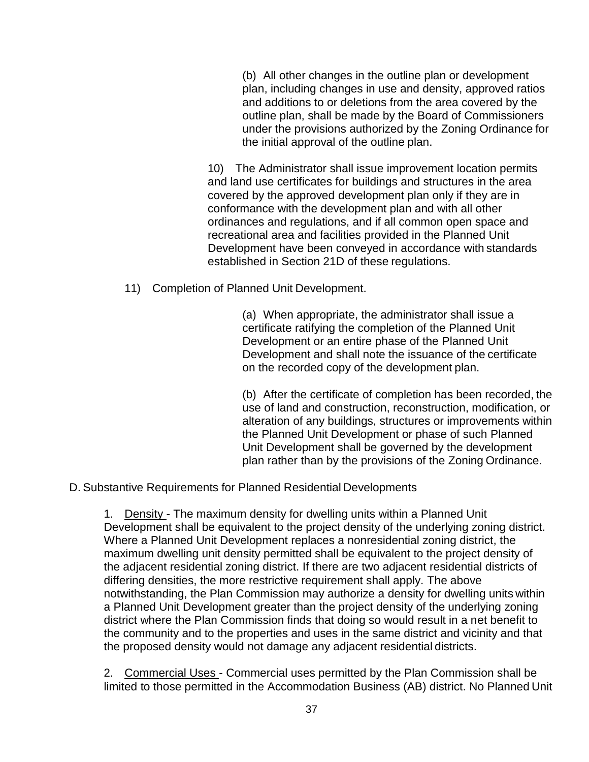(b) All other changes in the outline plan or development plan, including changes in use and density, approved ratios and additions to or deletions from the area covered by the outline plan, shall be made by the Board of Commissioners under the provisions authorized by the Zoning Ordinance for the initial approval of the outline plan.

10) The Administrator shall issue improvement location permits and land use certificates for buildings and structures in the area covered by the approved development plan only if they are in conformance with the development plan and with all other ordinances and regulations, and if all common open space and recreational area and facilities provided in the Planned Unit Development have been conveyed in accordance with standards established in Section 21D of these regulations.

11) Completion of Planned Unit Development.

(a) When appropriate, the administrator shall issue a certificate ratifying the completion of the Planned Unit Development or an entire phase of the Planned Unit Development and shall note the issuance of the certificate on the recorded copy of the development plan.

(b) After the certificate of completion has been recorded, the use of land and construction, reconstruction, modification, or alteration of any buildings, structures or improvements within the Planned Unit Development or phase of such Planned Unit Development shall be governed by the development plan rather than by the provisions of the Zoning Ordinance.

D. Substantive Requirements for Planned Residential Developments

1. Density - The maximum density for dwelling units within a Planned Unit Development shall be equivalent to the project density of the underlying zoning district. Where a Planned Unit Development replaces a nonresidential zoning district, the maximum dwelling unit density permitted shall be equivalent to the project density of the adjacent residential zoning district. If there are two adjacent residential districts of differing densities, the more restrictive requirement shall apply. The above notwithstanding, the Plan Commission may authorize a density for dwelling units within a Planned Unit Development greater than the project density of the underlying zoning district where the Plan Commission finds that doing so would result in a net benefit to the community and to the properties and uses in the same district and vicinity and that the proposed density would not damage any adjacent residential districts.

2. Commercial Uses - Commercial uses permitted by the Plan Commission shall be limited to those permitted in the Accommodation Business (AB) district. No Planned Unit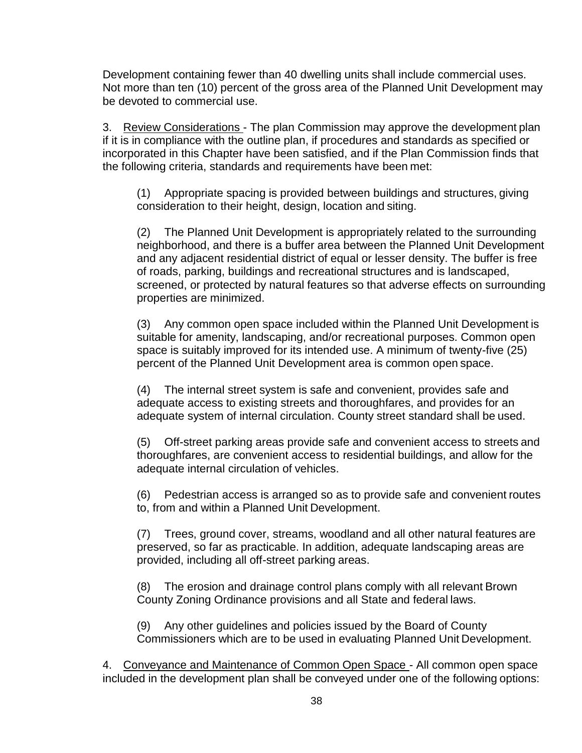Development containing fewer than 40 dwelling units shall include commercial uses. Not more than ten (10) percent of the gross area of the Planned Unit Development may be devoted to commercial use.

3. Review Considerations - The plan Commission may approve the development plan if it is in compliance with the outline plan, if procedures and standards as specified or incorporated in this Chapter have been satisfied, and if the Plan Commission finds that the following criteria, standards and requirements have been met:

(1) Appropriate spacing is provided between buildings and structures, giving consideration to their height, design, location and siting.

(2) The Planned Unit Development is appropriately related to the surrounding neighborhood, and there is a buffer area between the Planned Unit Development and any adjacent residential district of equal or lesser density. The buffer is free of roads, parking, buildings and recreational structures and is landscaped, screened, or protected by natural features so that adverse effects on surrounding properties are minimized.

(3) Any common open space included within the Planned Unit Development is suitable for amenity, landscaping, and/or recreational purposes. Common open space is suitably improved for its intended use. A minimum of twenty-five (25) percent of the Planned Unit Development area is common open space.

(4) The internal street system is safe and convenient, provides safe and adequate access to existing streets and thoroughfares, and provides for an adequate system of internal circulation. County street standard shall be used.

(5) Off-street parking areas provide safe and convenient access to streets and thoroughfares, are convenient access to residential buildings, and allow for the adequate internal circulation of vehicles.

(6) Pedestrian access is arranged so as to provide safe and convenient routes to, from and within a Planned Unit Development.

(7) Trees, ground cover, streams, woodland and all other natural features are preserved, so far as practicable. In addition, adequate landscaping areas are provided, including all off-street parking areas.

(8) The erosion and drainage control plans comply with all relevant Brown County Zoning Ordinance provisions and all State and federal laws.

(9) Any other guidelines and policies issued by the Board of County Commissioners which are to be used in evaluating Planned Unit Development.

4. Conveyance and Maintenance of Common Open Space - All common open space included in the development plan shall be conveyed under one of the following options: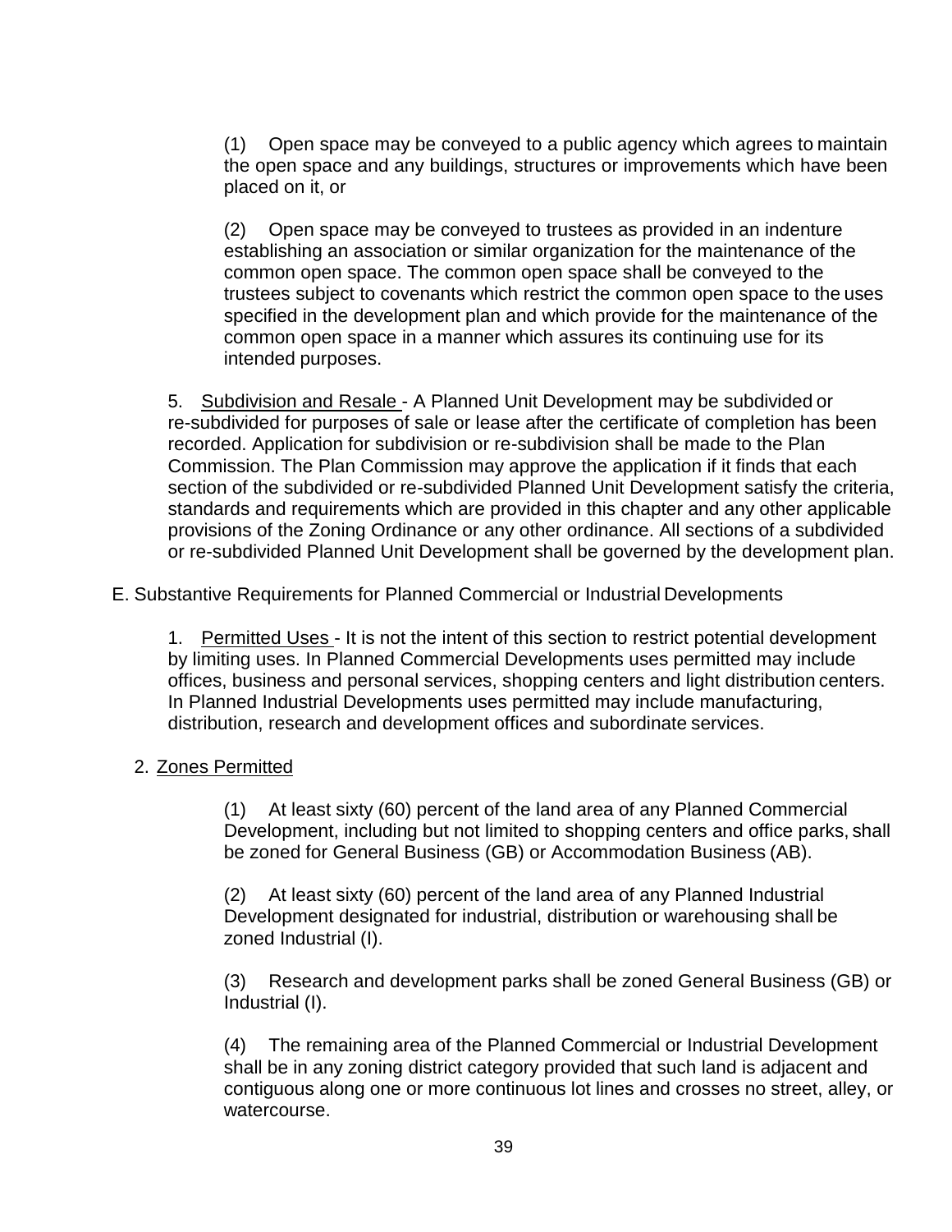(1) Open space may be conveyed to a public agency which agrees to maintain the open space and any buildings, structures or improvements which have been placed on it, or

(2) Open space may be conveyed to trustees as provided in an indenture establishing an association or similar organization for the maintenance of the common open space. The common open space shall be conveyed to the trustees subject to covenants which restrict the common open space to the uses specified in the development plan and which provide for the maintenance of the common open space in a manner which assures its continuing use for its intended purposes.

5. Subdivision and Resale - A Planned Unit Development may be subdivided or re-subdivided for purposes of sale or lease after the certificate of completion has been recorded. Application for subdivision or re-subdivision shall be made to the Plan Commission. The Plan Commission may approve the application if it finds that each section of the subdivided or re-subdivided Planned Unit Development satisfy the criteria, standards and requirements which are provided in this chapter and any other applicable provisions of the Zoning Ordinance or any other ordinance. All sections of a subdivided or re-subdivided Planned Unit Development shall be governed by the development plan.

E. Substantive Requirements for Planned Commercial or Industrial Developments

1. Permitted Uses - It is not the intent of this section to restrict potential development by limiting uses. In Planned Commercial Developments uses permitted may include offices, business and personal services, shopping centers and light distribution centers. In Planned Industrial Developments uses permitted may include manufacturing, distribution, research and development offices and subordinate services.

2. Zones Permitted

(1) At least sixty (60) percent of the land area of any Planned Commercial Development, including but not limited to shopping centers and office parks, shall be zoned for General Business (GB) or Accommodation Business (AB).

(2) At least sixty (60) percent of the land area of any Planned Industrial Development designated for industrial, distribution or warehousing shall be zoned Industrial (I).

(3) Research and development parks shall be zoned General Business (GB) or Industrial (I).

(4) The remaining area of the Planned Commercial or Industrial Development shall be in any zoning district category provided that such land is adjacent and contiguous along one or more continuous lot lines and crosses no street, alley, or watercourse.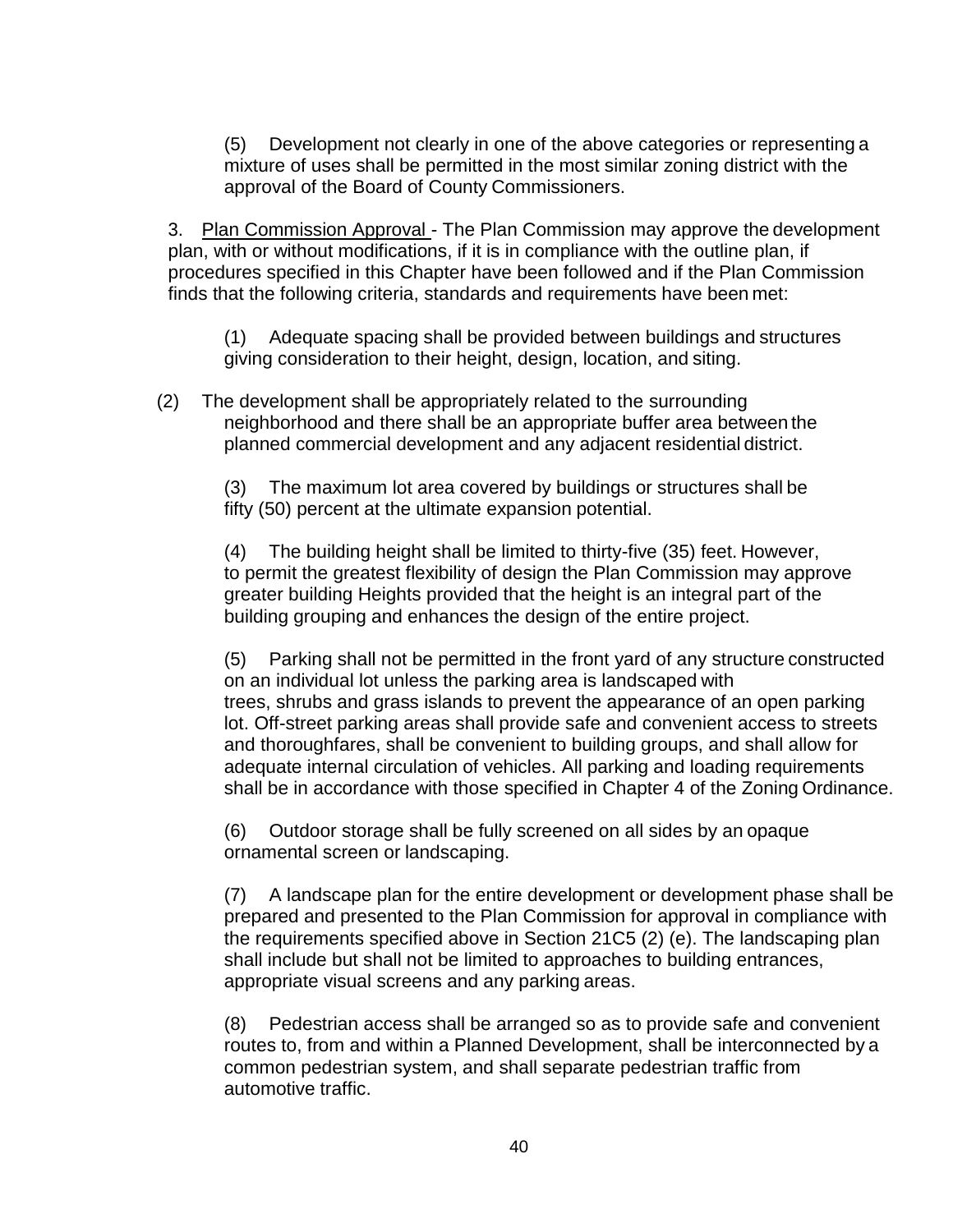(5) Development not clearly in one of the above categories or representing a mixture of uses shall be permitted in the most similar zoning district with the approval of the Board of County Commissioners.

3. Plan Commission Approval - The Plan Commission may approve the development plan, with or without modifications, if it is in compliance with the outline plan, if procedures specified in this Chapter have been followed and if the Plan Commission finds that the following criteria, standards and requirements have been met:

(1) Adequate spacing shall be provided between buildings and structures giving consideration to their height, design, location, and siting.

(2) The development shall be appropriately related to the surrounding neighborhood and there shall be an appropriate buffer area between the planned commercial development and any adjacent residential district.

(3) The maximum lot area covered by buildings or structures shall be fifty (50) percent at the ultimate expansion potential.

(4) The building height shall be limited to thirty-five (35) feet. However, to permit the greatest flexibility of design the Plan Commission may approve greater building Heights provided that the height is an integral part of the building grouping and enhances the design of the entire project.

(5) Parking shall not be permitted in the front yard of any structure constructed on an individual lot unless the parking area is landscaped with trees, shrubs and grass islands to prevent the appearance of an open parking lot. Off-street parking areas shall provide safe and convenient access to streets and thoroughfares, shall be convenient to building groups, and shall allow for adequate internal circulation of vehicles. All parking and loading requirements shall be in accordance with those specified in Chapter 4 of the Zoning Ordinance.

(6) Outdoor storage shall be fully screened on all sides by an opaque ornamental screen or landscaping.

(7) A landscape plan for the entire development or development phase shall be prepared and presented to the Plan Commission for approval in compliance with the requirements specified above in Section 21C5 (2) (e). The landscaping plan shall include but shall not be limited to approaches to building entrances, appropriate visual screens and any parking areas.

(8) Pedestrian access shall be arranged so as to provide safe and convenient routes to, from and within a Planned Development, shall be interconnected by a common pedestrian system, and shall separate pedestrian traffic from automotive traffic.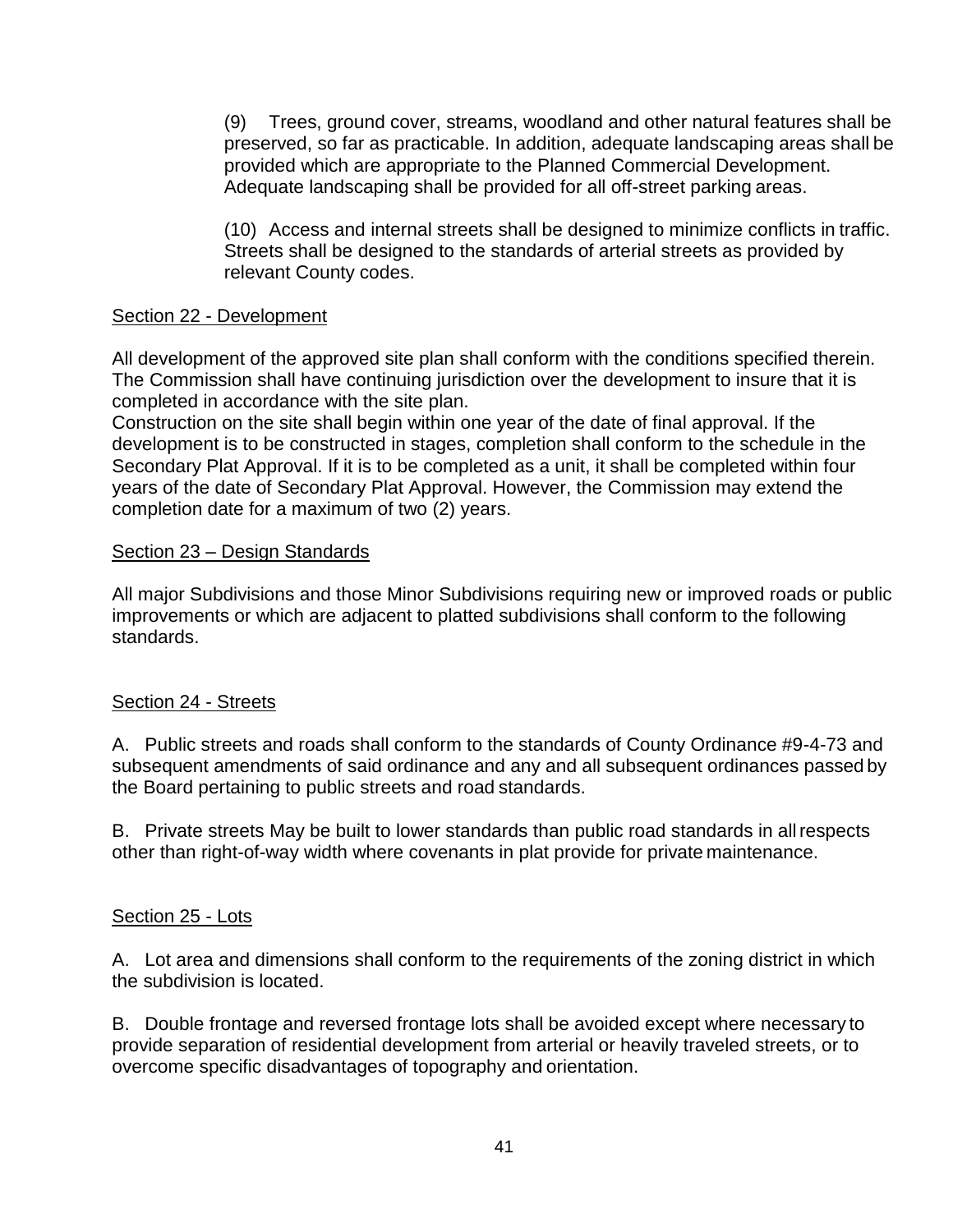(9) Trees, ground cover, streams, woodland and other natural features shall be preserved, so far as practicable. In addition, adequate landscaping areas shall be provided which are appropriate to the Planned Commercial Development. Adequate landscaping shall be provided for all off-street parking areas.

(10) Access and internal streets shall be designed to minimize conflicts in traffic. Streets shall be designed to the standards of arterial streets as provided by relevant County codes.

## Section 22 - Development

All development of the approved site plan shall conform with the conditions specified therein. The Commission shall have continuing jurisdiction over the development to insure that it is completed in accordance with the site plan.

Construction on the site shall begin within one year of the date of final approval. If the development is to be constructed in stages, completion shall conform to the schedule in the Secondary Plat Approval. If it is to be completed as a unit, it shall be completed within four years of the date of Secondary Plat Approval. However, the Commission may extend the completion date for a maximum of two (2) years.

## Section 23 – Design Standards

All major Subdivisions and those Minor Subdivisions requiring new or improved roads or public improvements or which are adjacent to platted subdivisions shall conform to the following standards.

## Section 24 - Streets

A. Public streets and roads shall conform to the standards of County Ordinance #9-4-73 and subsequent amendments of said ordinance and any and all subsequent ordinances passed by the Board pertaining to public streets and road standards.

B. Private streets May be built to lower standards than public road standards in all respects other than right-of-way width where covenants in plat provide for private maintenance.

## Section 25 - Lots

A. Lot area and dimensions shall conform to the requirements of the zoning district in which the subdivision is located.

B. Double frontage and reversed frontage lots shall be avoided except where necessary to provide separation of residential development from arterial or heavily traveled streets, or to overcome specific disadvantages of topography and orientation.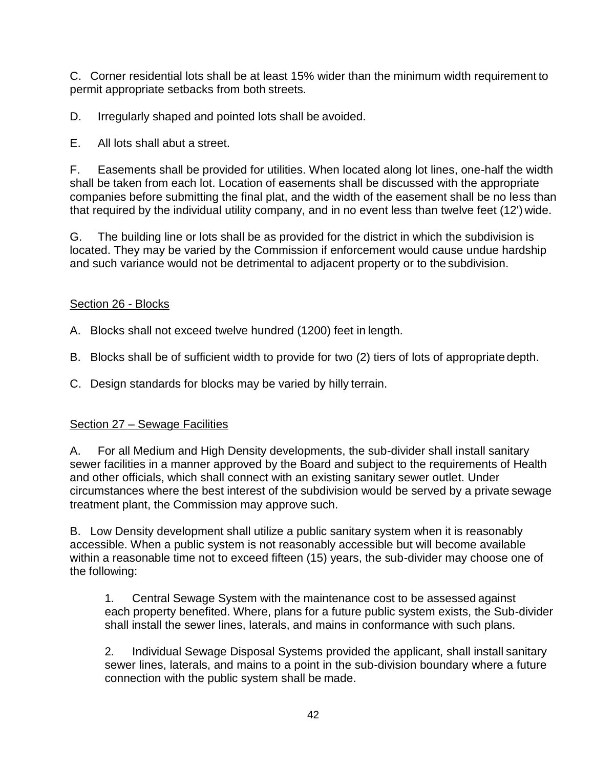C. Corner residential lots shall be at least 15% wider than the minimum width requirement to permit appropriate setbacks from both streets.

D. Irregularly shaped and pointed lots shall be avoided.

E. All lots shall abut a street.

F. Easements shall be provided for utilities. When located along lot lines, one-half the width shall be taken from each lot. Location of easements shall be discussed with the appropriate companies before submitting the final plat, and the width of the easement shall be no less than that required by the individual utility company, and in no event less than twelve feet (12') wide.

G. The building line or lots shall be as provided for the district in which the subdivision is located. They may be varied by the Commission if enforcement would cause undue hardship and such variance would not be detrimental to adjacent property or to the subdivision.

## Section 26 - Blocks

A. Blocks shall not exceed twelve hundred (1200) feet in length.

B. Blocks shall be of sufficient width to provide for two (2) tiers of lots of appropriate depth.

C. Design standards for blocks may be varied by hilly terrain.

## Section 27 – Sewage Facilities

A. For all Medium and High Density developments, the sub-divider shall install sanitary sewer facilities in a manner approved by the Board and subject to the requirements of Health and other officials, which shall connect with an existing sanitary sewer outlet. Under circumstances where the best interest of the subdivision would be served by a private sewage treatment plant, the Commission may approve such.

B. Low Density development shall utilize a public sanitary system when it is reasonably accessible. When a public system is not reasonably accessible but will become available within a reasonable time not to exceed fifteen (15) years, the sub-divider may choose one of the following:

1. Central Sewage System with the maintenance cost to be assessed against each property benefited. Where, plans for a future public system exists, the Sub-divider shall install the sewer lines, laterals, and mains in conformance with such plans.

2. Individual Sewage Disposal Systems provided the applicant, shall install sanitary sewer lines, laterals, and mains to a point in the sub-division boundary where a future connection with the public system shall be made.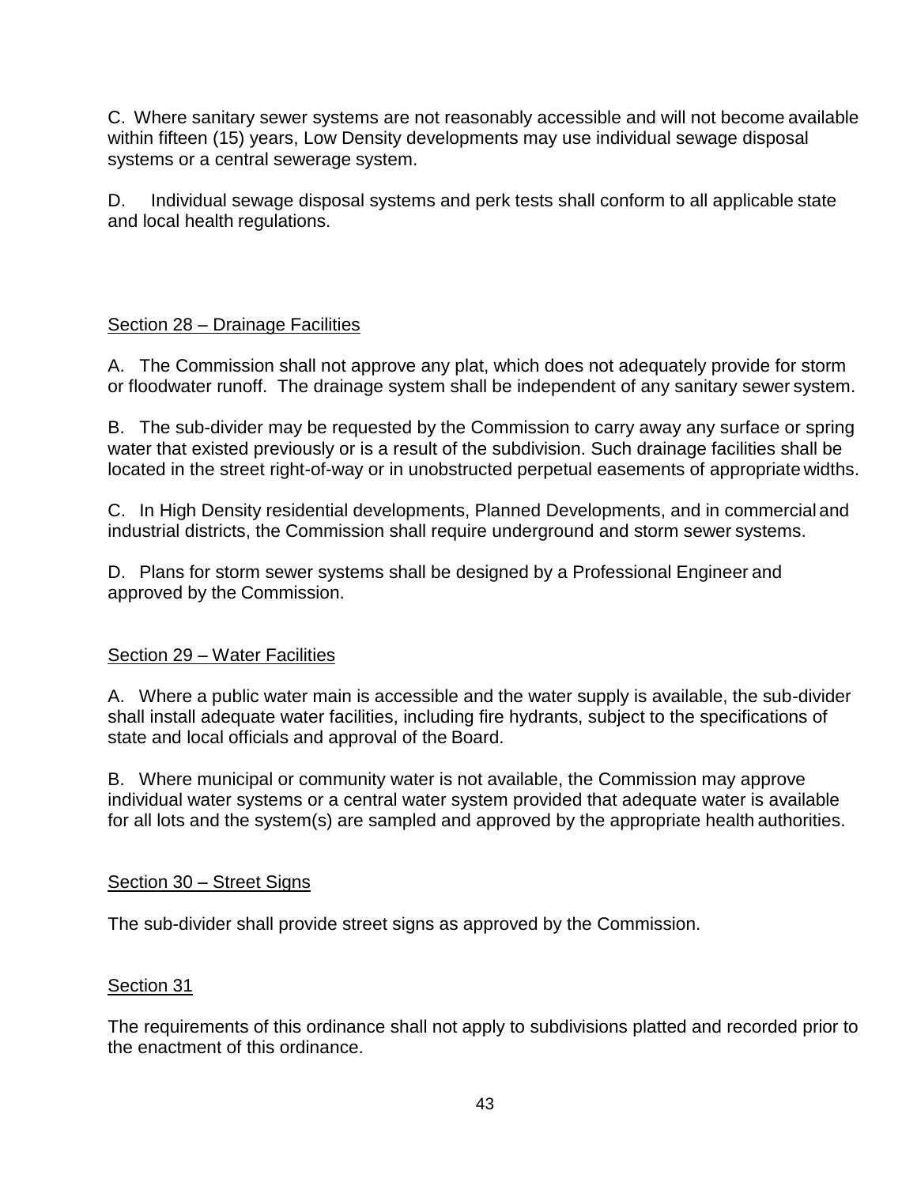C. Where sanitary sewer systems are not reasonably accessible and will not become available within fifteen (15) years, Low Density developments may use individual sewage disposal systems or a central sewerage system.

D. Individual sewage disposal systems and perk tests shall conform to all applicable state and local health regulations.

## Section 28 – Drainage Facilities

A. The Commission shall not approve any plat, which does not adequately provide for storm or floodwater runoff. The drainage system shall be independent of any sanitary sewer system.

B. The sub-divider may be requested by the Commission to carry away any surface or spring water that existed previously or is a result of the subdivision. Such drainage facilities shall be located in the street right-of-way or in unobstructed perpetual easements of appropriate widths.

C. In High Density residential developments, Planned Developments, and in commercial and industrial districts, the Commission shall require underground and storm sewer systems.

D. Plans for storm sewer systems shall be designed by a Professional Engineer and approved by the Commission.

## Section 29 – Water Facilities

A. Where a public water main is accessible and the water supply is available, the sub-divider shall install adequate water facilities, including fire hydrants, subject to the specifications of state and local officials and approval of the Board.

B. Where municipal or community water is not available, the Commission may approve individual water systems or a central water system provided that adequate water is available for all lots and the system(s) are sampled and approved by the appropriate health authorities.

## Section 30 – Street Signs

The sub-divider shall provide street signs as approved by the Commission.

## Section 31

The requirements of this ordinance shall not apply to subdivisions platted and recorded prior to the enactment of this ordinance.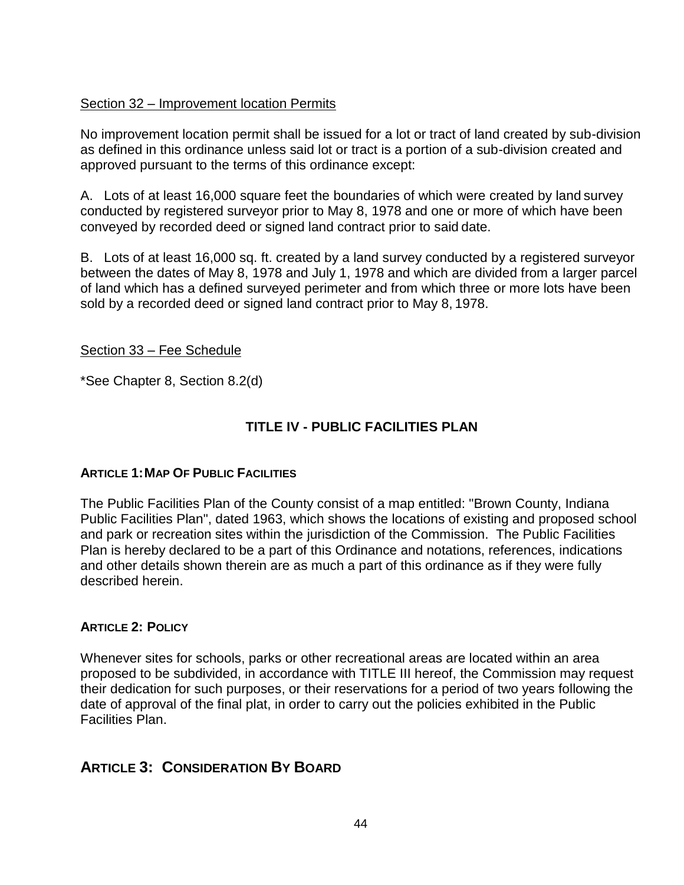Section 32 – Improvement location Permits

No improvement location permit shall be issued for a lot or tract of land created by sub-division as defined in this ordinance unless said lot or tract is a portion of a sub-division created and approved pursuant to the terms of this ordinance except:

A. Lots of at least 16,000 square feet the boundaries of which were created by land survey conducted by registered surveyor prior to May 8, 1978 and one or more of which have been conveyed by recorded deed or signed land contract prior to said date.

B. Lots of at least 16,000 sq. ft. created by a land survey conducted by a registered surveyor between the dates of May 8, 1978 and July 1, 1978 and which are divided from a larger parcel of land which has a defined surveyed perimeter and from which three or more lots have been sold by a recorded deed or signed land contract prior to May 8, 1978.

Section 33 – Fee Schedule

*See Chapter 8, Section 8.2(d)

## TITLE IV - PUBLIC FACILITIES PLAN

### ARTICLE 1: MAP OF PUBLIC FACILITIES

The Public Facilities Plan of the County consist of a map entitled: "Brown County, Indiana Public Facilities Plan", dated 1963, which shows the locations of existing and proposed school and park or recreation sites within the jurisdiction of the Commission. The Public Facilities Plan is hereby declared to be a part of this Ordinance and notations, references, indications and other details shown therein are as much a part of this ordinance as if they were fully described herein.

### ARTICLE 2: POLICY

Whenever sites for schools, parks or other recreational areas are located within an area proposed to be subdivided, in accordance with TITLE III hereof, the Commission may request their dedication for such purposes, or their reservations for a period of two years following the date of approval of the final plat, in order to carry out the policies exhibited in the Public Facilities Plan.

## ARTICLE 3: CONSIDERATION BY BOARD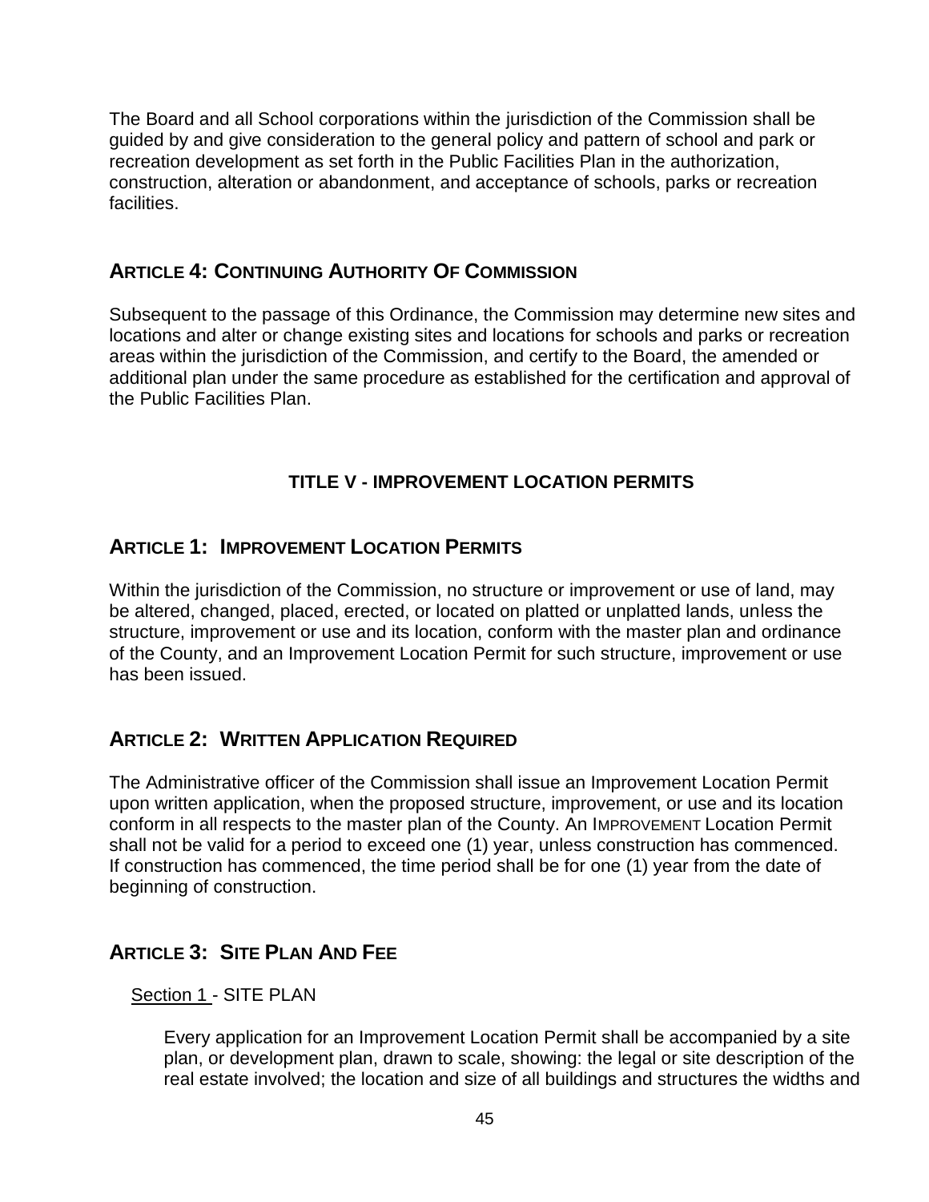The Board and all School corporations within the jurisdiction of the Commission shall be guided by and give consideration to the general policy and pattern of school and park or recreation development as set forth in the Public Facilities Plan in the authorization, construction, alteration or abandonment, and acceptance of schools, parks or recreation facilities.

## ARTICLE 4: CONTINUING AUTHORITY OF COMMISSION

Subsequent to the passage of this Ordinance, the Commission may determine new sites and locations and alter or change existing sites and locations for schools and parks or recreation areas within the jurisdiction of the Commission, and certify to the Board, the amended or additional plan under the same procedure as established for the certification and approval of the Public Facilities Plan.

# TITLE V - IMPROVEMENT LOCATION PERMITS

## ARTICLE 1: IMPROVEMENT LOCATION PERMITS

Within the jurisdiction of the Commission, no structure or improvement or use of land, may be altered, changed, placed, erected, or located on platted or unplatted lands, unless the structure, improvement or use and its location, conform with the master plan and ordinance of the County, and an Improvement Location Permit for such structure, improvement or use has been issued.

## ARTICLE 2: WRITTEN APPLICATION REQUIRED

The Administrative officer of the Commission shall issue an Improvement Location Permit upon written application, when the proposed structure, improvement, or use and its location conform in all respects to the master plan of the County. An IMPROVEMENT Location Permit shall not be valid for a period to exceed one (1) year, unless construction has commenced. If construction has commenced, the time period shall be for one (1) year from the date of beginning of construction.

## ARTICLE 3: SITE PLAN AND FEE

Section 1 - SITE PLAN

Every application for an Improvement Location Permit shall be accompanied by a site plan, or development plan, drawn to scale, showing: the legal or site description of the real estate involved; the location and size of all buildings and structures the widths and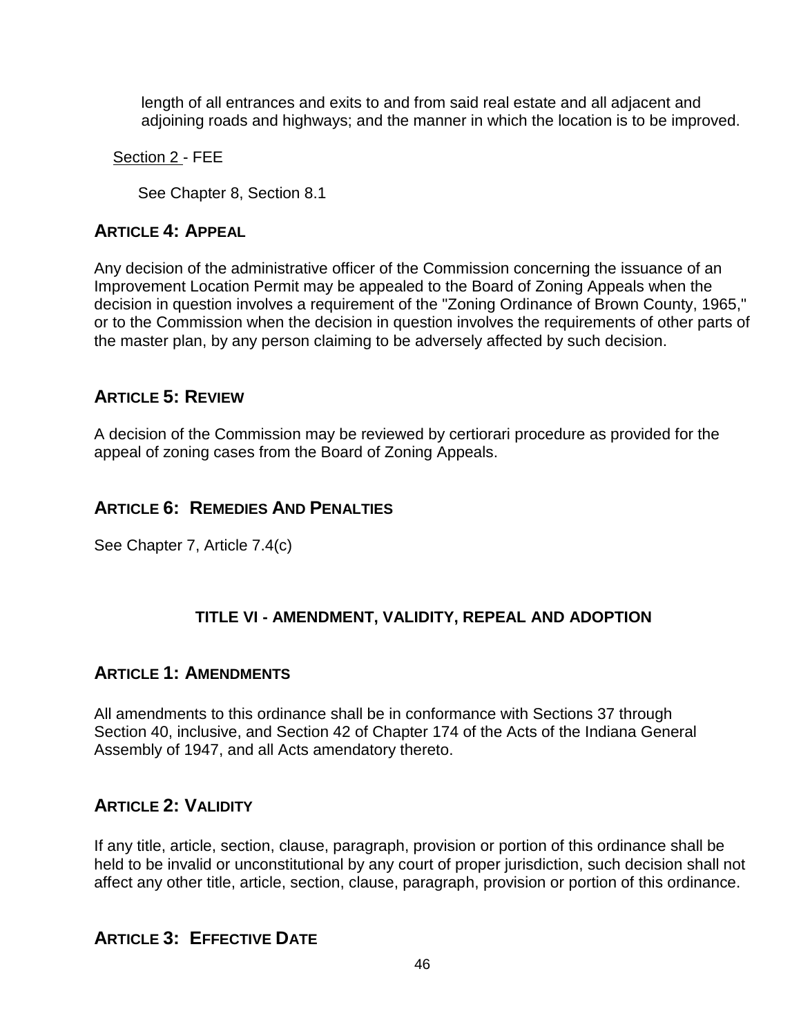length of all entrances and exits to and from said real estate and all adjacent and adjoining roads and highways; and the manner in which the location is to be improved.

Section 2 - FEE

See Chapter 8, Section 8.1

## ARTICLE 4: APPEAL

Any decision of the administrative officer of the Commission concerning the issuance of an Improvement Location Permit may be appealed to the Board of Zoning Appeals when the decision in question involves a requirement of the "Zoning Ordinance of Brown County, 1965," or to the Commission when the decision in question involves the requirements of other parts of the master plan, by any person claiming to be adversely affected by such decision.

## ARTICLE 5: REVIEW

A decision of the Commission may be reviewed by certiorari procedure as provided for the appeal of zoning cases from the Board of Zoning Appeals.

## ARTICLE 6: REMEDIES AND PENALTIES

See Chapter 7, Article 7.4(c)

# TITLE VI - AMENDMENT, VALIDITY, REPEAL AND ADOPTION

## ARTICLE 1: AMENDMENTS

All amendments to this ordinance shall be in conformance with Sections 37 through Section 40, inclusive, and Section 42 of Chapter 174 of the Acts of the Indiana General Assembly of 1947, and all Acts amendatory thereto.

## ARTICLE 2: VALIDITY

If any title, article, section, clause, paragraph, provision or portion of this ordinance shall be held to be invalid or unconstitutional by any court of proper jurisdiction, such decision shall not affect any other title, article, section, clause, paragraph, provision or portion of this ordinance.

## ARTICLE 3: EFFECTIVE DATE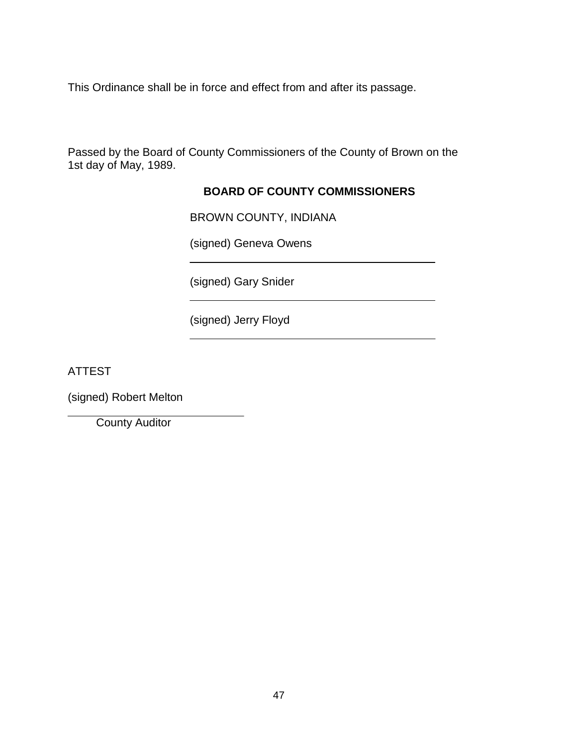This Ordinance shall be in force and effect from and after its passage.

Passed by the Board of County Commissioners of the County of Brown on the 1st day of May, 1989.

**BOARD OF COUNTY COMMISSIONERS**

BROWN COUNTY, INDIANA

(signed) Geneva Owens

(signed) Gary Snider

(signed) Jerry Floyd

ATTEST

(signed) Robert Melton

County Auditor